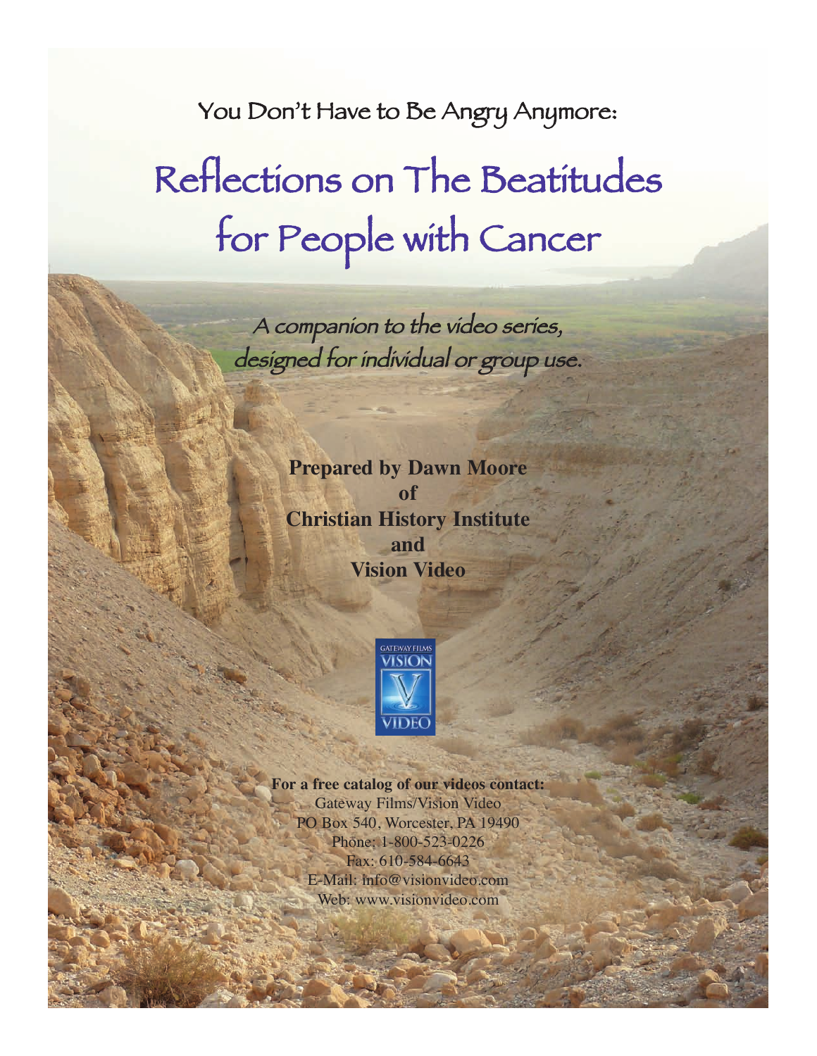You Don't Have to Be Angry Anymore:

# Reflections on The Beatitudes for People with Cancer

*A companion to the video series, designed for individual or group use.*

**Prepared by Dawn Moore**
**of**
**Christian History Institute**
**and**
**Vision Video**

GATEWAY FILMS VISION VIDEO

**For a free catalog of our videos contact:**
Gateway Films/Vision Video
PO Box 540, Worcester, PA 19490
Phone: 1-800-523-0226
Fax: 610-584-6643
E-Mail: info@visionvideo.com
Web: www.visionvideo.com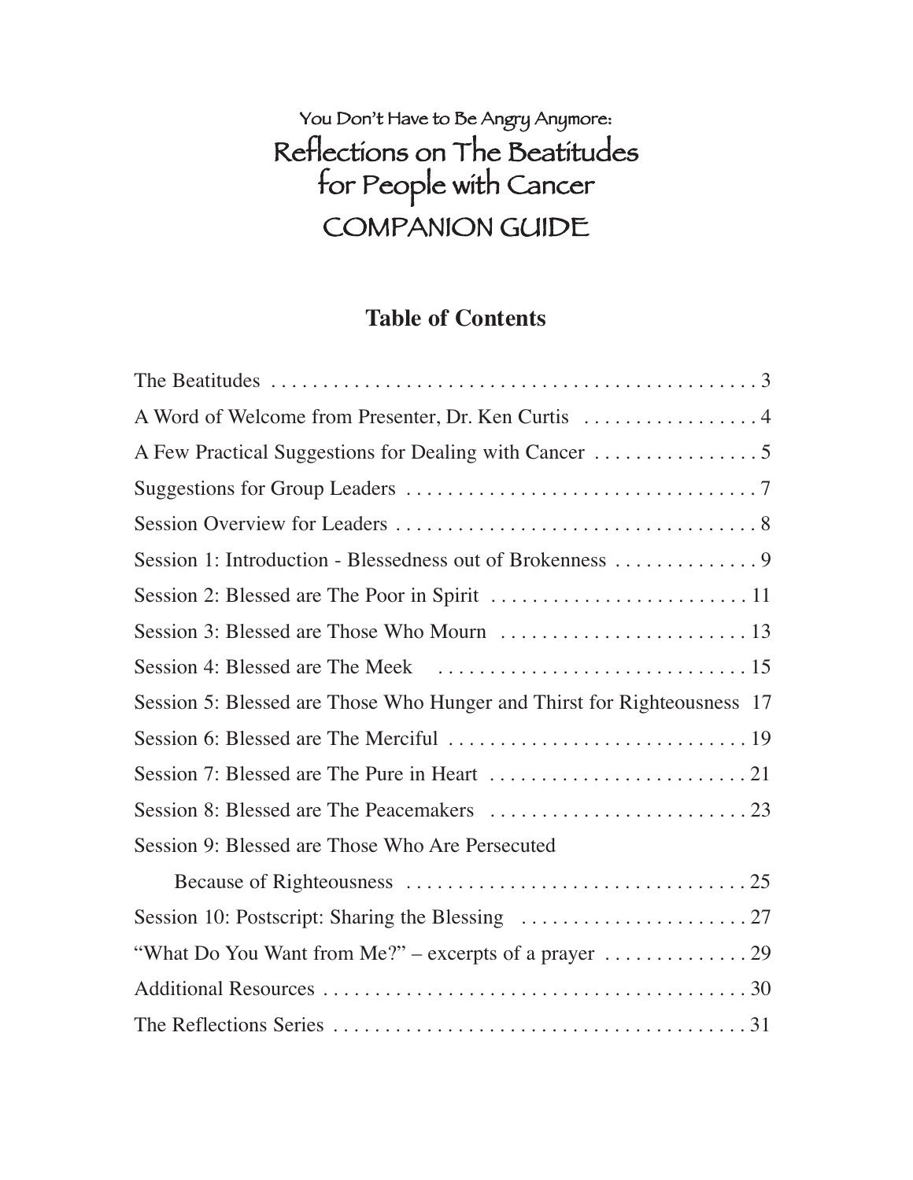# You Don't Have to Be Angry Anymore: Reflections on The Beatitudes for People with Cancer COMPANION GUIDE

## Table of Contents

| | |
|---|---|
| The Beatitudes | 3 |
| A Word of Welcome from Presenter, Dr. Ken Curtis | 4 |
| A Few Practical Suggestions for Dealing with Cancer | 5 |
| Suggestions for Group Leaders | 7 |
| Session Overview for Leaders | 8 |
| Session 1: Introduction - Blessedness out of Brokenness | 9 |
| Session 2: Blessed are The Poor in Spirit | 11 |
| Session 3: Blessed are Those Who Mourn | 13 |
| Session 4: Blessed are The Meek | 15 |
| Session 5: Blessed are Those Who Hunger and Thirst for Righteousness | 17 |
| Session 6: Blessed are The Merciful | 19 |
| Session 7: Blessed are The Pure in Heart | 21 |
| Session 8: Blessed are The Peacemakers | 23 |
| Session 9: Blessed are Those Who Are Persecuted Because of Righteousness | 25 |
| Session 10: Postscript: Sharing the Blessing | 27 |
| "What Do You Want from Me?" – excerpts of a prayer | 29 |
| Additional Resources | 30 |
| The Reflections Series | 31 |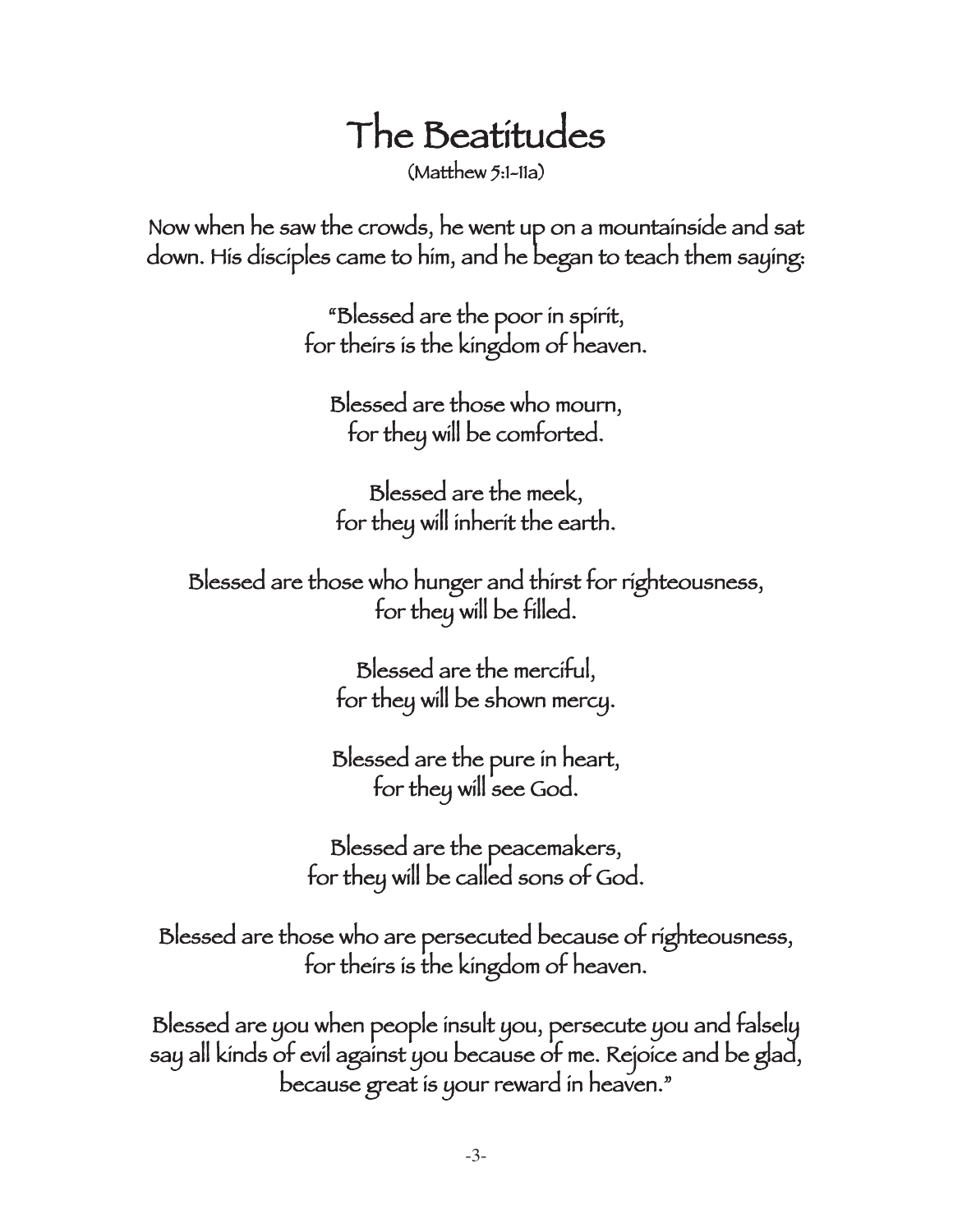# The Beatitudes

(Matthew 5:1-11a)

Now when he saw the crowds, he went up on a mountainside and sat down. His disciples came to him, and he began to teach them saying:

"Blessed are the poor in spirit,
for theirs is the kingdom of heaven.

Blessed are those who mourn,
for they will be comforted.

Blessed are the meek,
for they will inherit the earth.

Blessed are those who hunger and thirst for righteousness,
for they will be filled.

Blessed are the merciful,
for they will be shown mercy.

Blessed are the pure in heart,
for they will see God.

Blessed are the peacemakers,
for they will be called sons of God.

Blessed are those who are persecuted because of righteousness,
for theirs is the kingdom of heaven.

Blessed are you when people insult you, persecute you and falsely say all kinds of evil against you because of me. Rejoice and be glad, because great is your reward in heaven."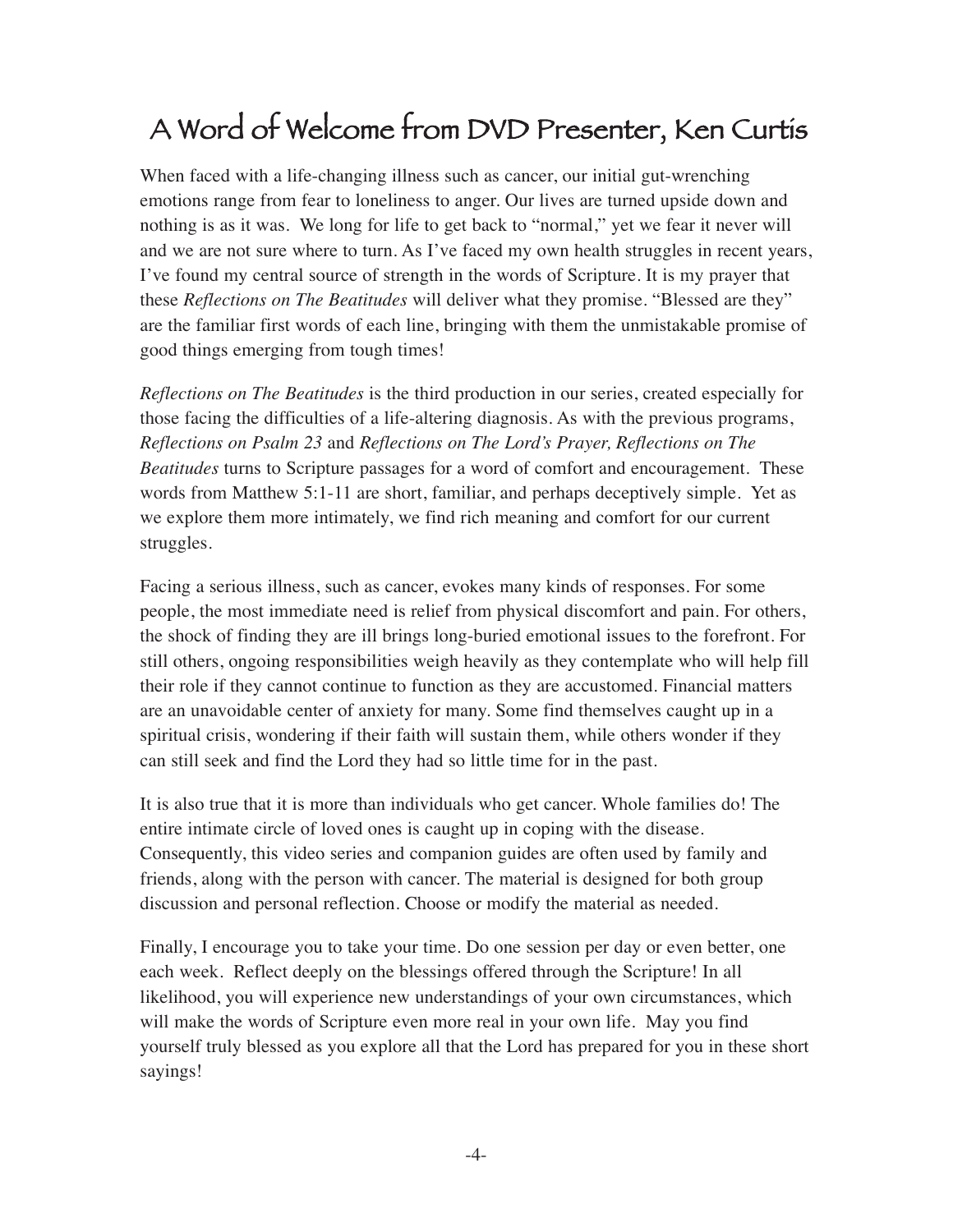# A Word of Welcome from DVD Presenter, Ken Curtis

When faced with a life-changing illness such as cancer, our initial gut-wrenching emotions range from fear to loneliness to anger. Our lives are turned upside down and nothing is as it was. We long for life to get back to "normal," yet we fear it never will and we are not sure where to turn. As I've faced my own health struggles in recent years, I've found my central source of strength in the words of Scripture. It is my prayer that these *Reflections on The Beatitudes* will deliver what they promise. "Blessed are they" are the familiar first words of each line, bringing with them the unmistakable promise of good things emerging from tough times!

*Reflections on The Beatitudes* is the third production in our series, created especially for those facing the difficulties of a life-altering diagnosis. As with the previous programs, *Reflections on Psalm 23* and *Reflections on The Lord's Prayer, Reflections on The Beatitudes* turns to Scripture passages for a word of comfort and encouragement. These words from Matthew 5:1-11 are short, familiar, and perhaps deceptively simple. Yet as we explore them more intimately, we find rich meaning and comfort for our current struggles.

Facing a serious illness, such as cancer, evokes many kinds of responses. For some people, the most immediate need is relief from physical discomfort and pain. For others, the shock of finding they are ill brings long-buried emotional issues to the forefront. For still others, ongoing responsibilities weigh heavily as they contemplate who will help fill their role if they cannot continue to function as they are accustomed. Financial matters are an unavoidable center of anxiety for many. Some find themselves caught up in a spiritual crisis, wondering if their faith will sustain them, while others wonder if they can still seek and find the Lord they had so little time for in the past.

It is also true that it is more than individuals who get cancer. Whole families do! The entire intimate circle of loved ones is caught up in coping with the disease. Consequently, this video series and companion guides are often used by family and friends, along with the person with cancer. The material is designed for both group discussion and personal reflection. Choose or modify the material as needed.

Finally, I encourage you to take your time. Do one session per day or even better, one each week. Reflect deeply on the blessings offered through the Scripture! In all likelihood, you will experience new understandings of your own circumstances, which will make the words of Scripture even more real in your own life. May you find yourself truly blessed as you explore all that the Lord has prepared for you in these short sayings!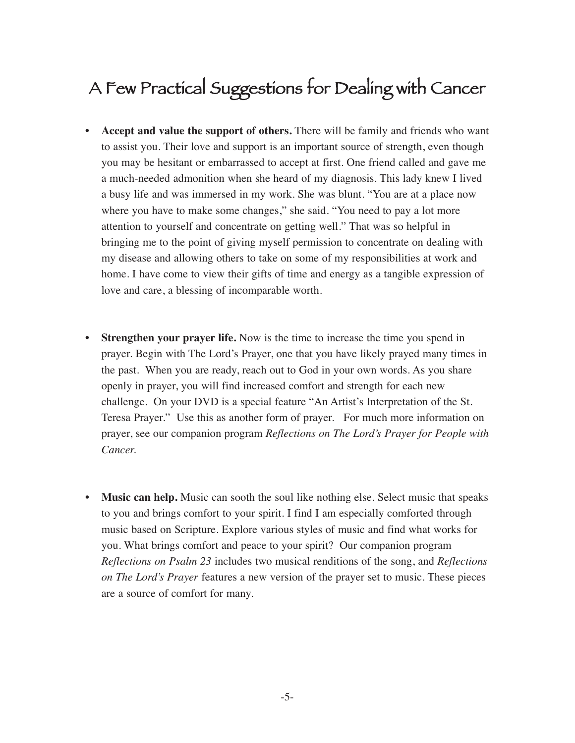# A Few Practical Suggestions for Dealing with Cancer

- **Accept and value the support of others.** There will be family and friends who want to assist you. Their love and support is an important source of strength, even though you may be hesitant or embarrassed to accept at first. One friend called and gave me a much-needed admonition when she heard of my diagnosis. This lady knew I lived a busy life and was immersed in my work. She was blunt. "You are at a place now where you have to make some changes," she said. "You need to pay a lot more attention to yourself and concentrate on getting well." That was so helpful in bringing me to the point of giving myself permission to concentrate on dealing with my disease and allowing others to take on some of my responsibilities at work and home. I have come to view their gifts of time and energy as a tangible expression of love and care, a blessing of incomparable worth.

- **Strengthen your prayer life.** Now is the time to increase the time you spend in prayer. Begin with The Lord's Prayer, one that you have likely prayed many times in the past. When you are ready, reach out to God in your own words. As you share openly in prayer, you will find increased comfort and strength for each new challenge. On your DVD is a special feature "An Artist's Interpretation of the St. Teresa Prayer." Use this as another form of prayer. For much more information on prayer, see our companion program *Reflections on The Lord's Prayer for People with Cancer.*

- **Music can help.** Music can sooth the soul like nothing else. Select music that speaks to you and brings comfort to your spirit. I find I am especially comforted through music based on Scripture. Explore various styles of music and find what works for you. What brings comfort and peace to your spirit? Our companion program *Reflections on Psalm 23* includes two musical renditions of the song, and *Reflections on The Lord's Prayer* features a new version of the prayer set to music. These pieces are a source of comfort for many.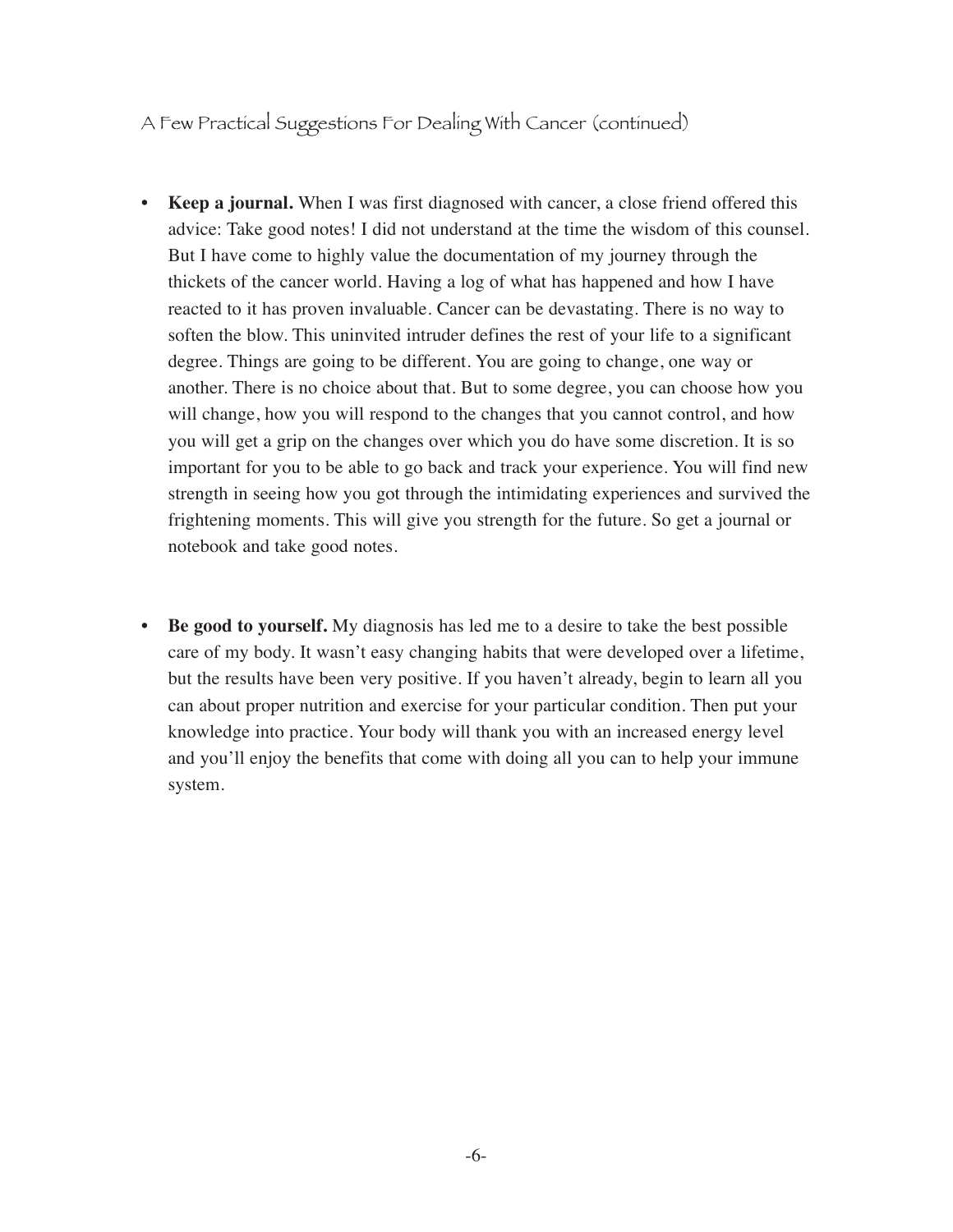A Few Practical Suggestions For Dealing With Cancer (continued)

- **Keep a journal.** When I was first diagnosed with cancer, a close friend offered this advice: Take good notes! I did not understand at the time the wisdom of this counsel. But I have come to highly value the documentation of my journey through the thickets of the cancer world. Having a log of what has happened and how I have reacted to it has proven invaluable. Cancer can be devastating. There is no way to soften the blow. This uninvited intruder defines the rest of your life to a significant degree. Things are going to be different. You are going to change, one way or another. There is no choice about that. But to some degree, you can choose how you will change, how you will respond to the changes that you cannot control, and how you will get a grip on the changes over which you do have some discretion. It is so important for you to be able to go back and track your experience. You will find new strength in seeing how you got through the intimidating experiences and survived the frightening moments. This will give you strength for the future. So get a journal or notebook and take good notes.

- **Be good to yourself.** My diagnosis has led me to a desire to take the best possible care of my body. It wasn't easy changing habits that were developed over a lifetime, but the results have been very positive. If you haven't already, begin to learn all you can about proper nutrition and exercise for your particular condition. Then put your knowledge into practice. Your body will thank you with an increased energy level and you'll enjoy the benefits that come with doing all you can to help your immune system.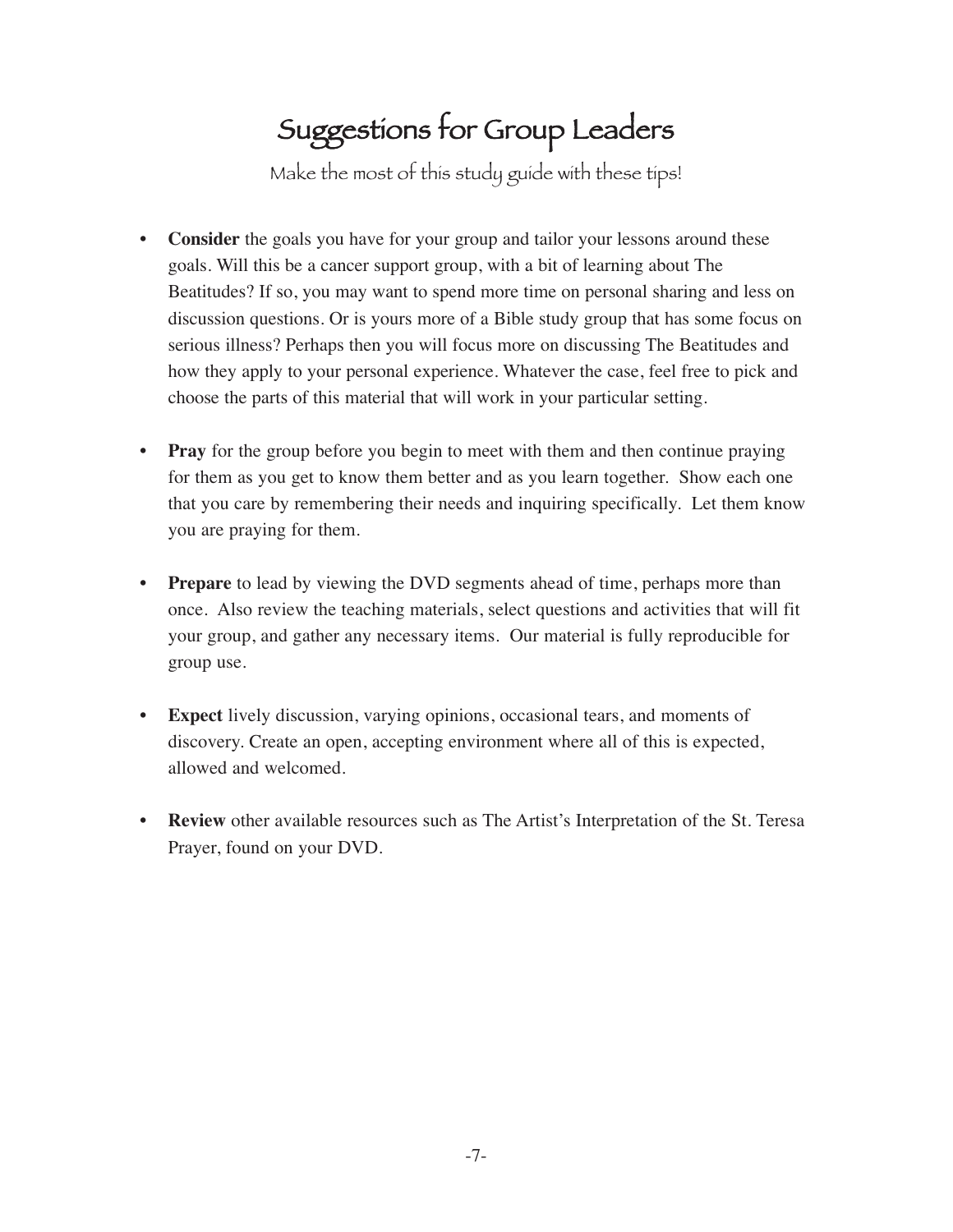# Suggestions for Group Leaders

Make the most of this study guide with these tips!

- **Consider** the goals you have for your group and tailor your lessons around these goals. Will this be a cancer support group, with a bit of learning about The Beatitudes? If so, you may want to spend more time on personal sharing and less on discussion questions. Or is yours more of a Bible study group that has some focus on serious illness? Perhaps then you will focus more on discussing The Beatitudes and how they apply to your personal experience. Whatever the case, feel free to pick and choose the parts of this material that will work in your particular setting.

- **Pray** for the group before you begin to meet with them and then continue praying for them as you get to know them better and as you learn together. Show each one that you care by remembering their needs and inquiring specifically. Let them know you are praying for them.

- **Prepare** to lead by viewing the DVD segments ahead of time, perhaps more than once. Also review the teaching materials, select questions and activities that will fit your group, and gather any necessary items. Our material is fully reproducible for group use.

- **Expect** lively discussion, varying opinions, occasional tears, and moments of discovery. Create an open, accepting environment where all of this is expected, allowed and welcomed.

- **Review** other available resources such as The Artist's Interpretation of the St. Teresa Prayer, found on your DVD.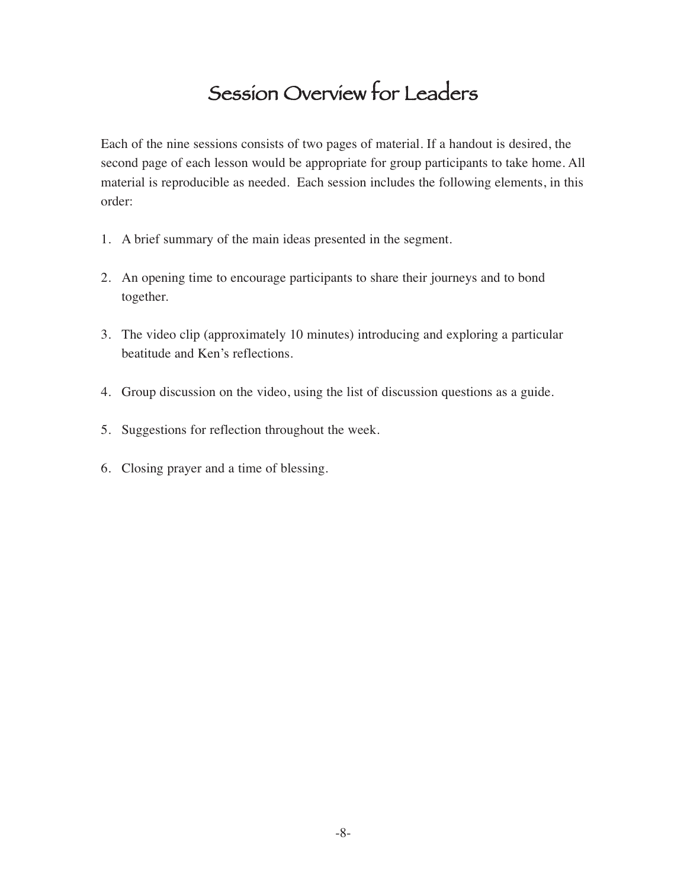# Session Overview for Leaders

Each of the nine sessions consists of two pages of material. If a handout is desired, the second page of each lesson would be appropriate for group participants to take home. All material is reproducible as needed. Each session includes the following elements, in this order:

1. A brief summary of the main ideas presented in the segment.

2. An opening time to encourage participants to share their journeys and to bond together.

3. The video clip (approximately 10 minutes) introducing and exploring a particular beatitude and Ken's reflections.

4. Group discussion on the video, using the list of discussion questions as a guide.

5. Suggestions for reflection throughout the week.

6. Closing prayer and a time of blessing.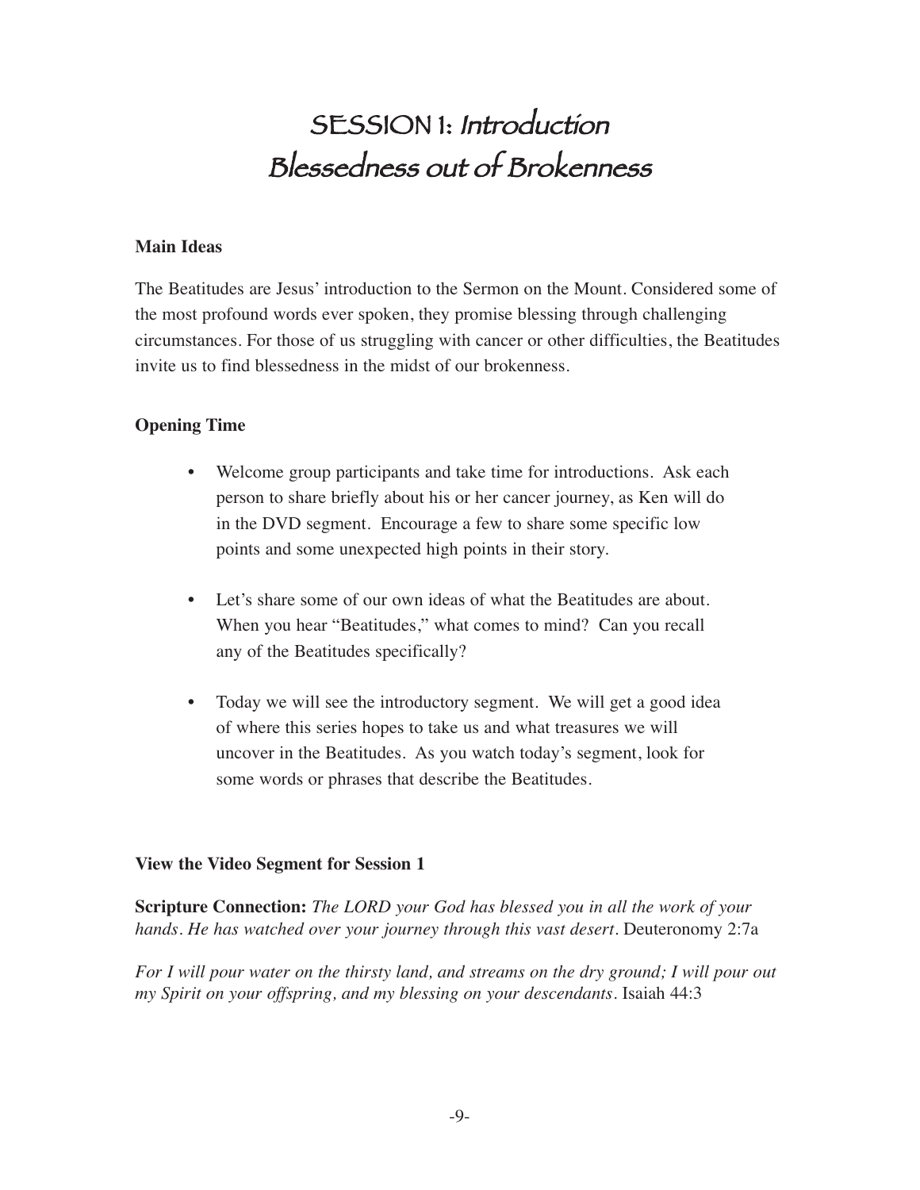# SESSION 1: *Introduction*
# *Blessedness out of Brokenness*

**Main Ideas**

The Beatitudes are Jesus' introduction to the Sermon on the Mount. Considered some of the most profound words ever spoken, they promise blessing through challenging circumstances. For those of us struggling with cancer or other difficulties, the Beatitudes invite us to find blessedness in the midst of our brokenness.

**Opening Time**

- Welcome group participants and take time for introductions. Ask each person to share briefly about his or her cancer journey, as Ken will do in the DVD segment. Encourage a few to share some specific low points and some unexpected high points in their story.
- Let's share some of our own ideas of what the Beatitudes are about. When you hear "Beatitudes," what comes to mind? Can you recall any of the Beatitudes specifically?
- Today we will see the introductory segment. We will get a good idea of where this series hopes to take us and what treasures we will uncover in the Beatitudes. As you watch today's segment, look for some words or phrases that describe the Beatitudes.

**View the Video Segment for Session 1**

**Scripture Connection:** *The LORD your God has blessed you in all the work of your hands. He has watched over your journey through this vast desert.* Deuteronomy 2:7a

*For I will pour water on the thirsty land, and streams on the dry ground; I will pour out my Spirit on your offspring, and my blessing on your descendants.* Isaiah 44:3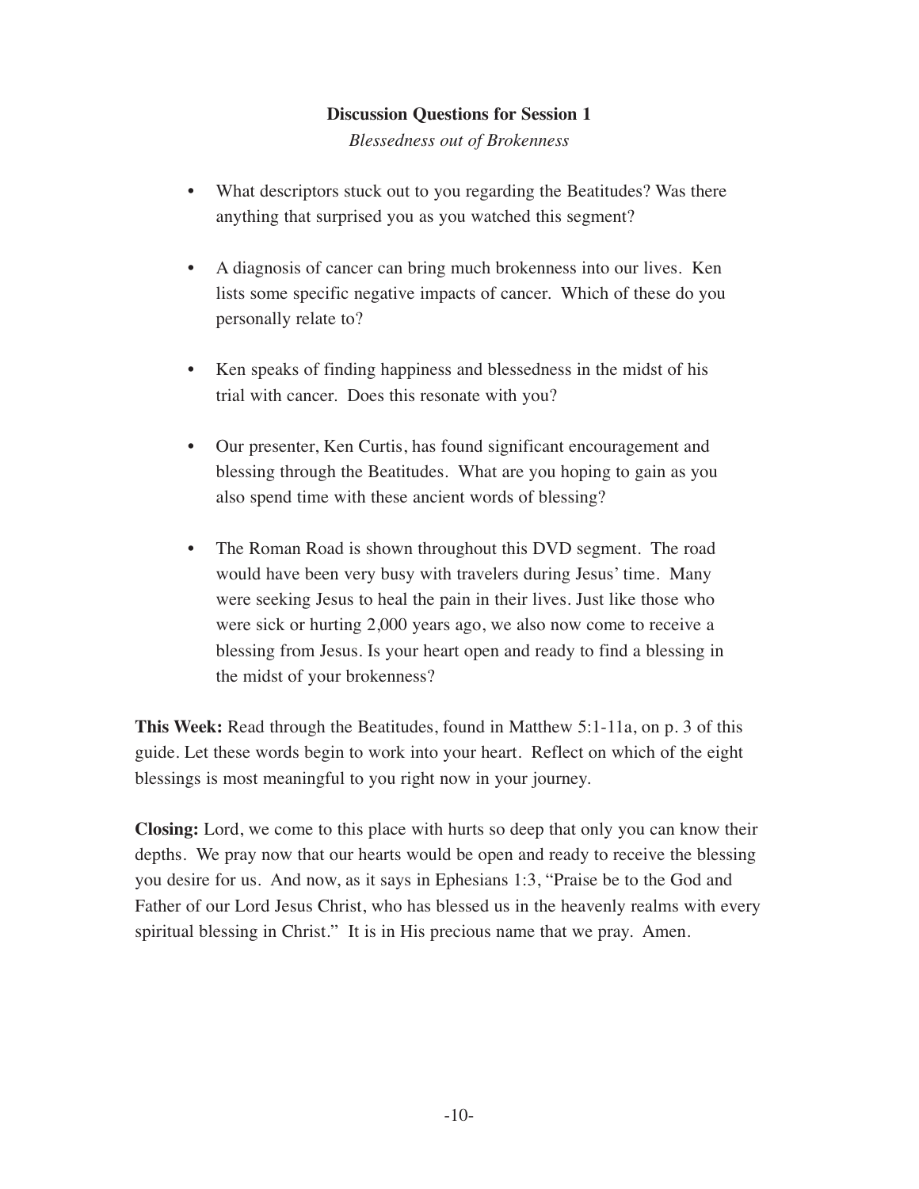## Discussion Questions for Session 1

*Blessedness out of Brokenness*

- What descriptors stuck out to you regarding the Beatitudes? Was there anything that surprised you as you watched this segment?

- A diagnosis of cancer can bring much brokenness into our lives. Ken lists some specific negative impacts of cancer. Which of these do you personally relate to?

- Ken speaks of finding happiness and blessedness in the midst of his trial with cancer. Does this resonate with you?

- Our presenter, Ken Curtis, has found significant encouragement and blessing through the Beatitudes. What are you hoping to gain as you also spend time with these ancient words of blessing?

- The Roman Road is shown throughout this DVD segment. The road would have been very busy with travelers during Jesus' time. Many were seeking Jesus to heal the pain in their lives. Just like those who were sick or hurting 2,000 years ago, we also now come to receive a blessing from Jesus. Is your heart open and ready to find a blessing in the midst of your brokenness?

**This Week:** Read through the Beatitudes, found in Matthew 5:1-11a, on p. 3 of this guide. Let these words begin to work into your heart. Reflect on which of the eight blessings is most meaningful to you right now in your journey.

**Closing:** Lord, we come to this place with hurts so deep that only you can know their depths. We pray now that our hearts would be open and ready to receive the blessing you desire for us. And now, as it says in Ephesians 1:3, "Praise be to the God and Father of our Lord Jesus Christ, who has blessed us in the heavenly realms with every spiritual blessing in Christ." It is in His precious name that we pray. Amen.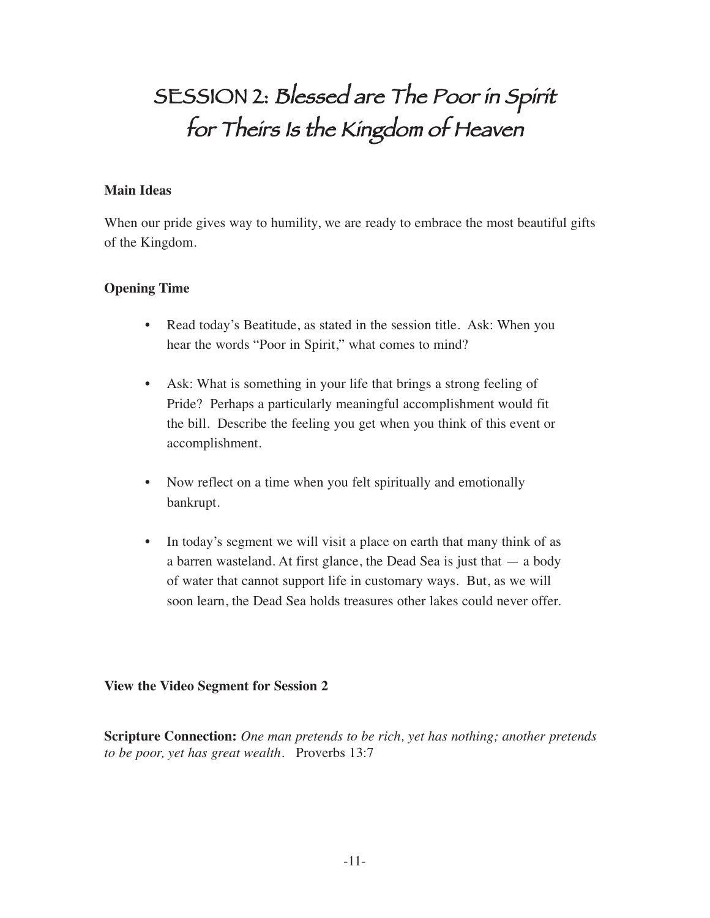# SESSION 2: Blessed are The Poor in Spirit for Theirs Is the Kingdom of Heaven

**Main Ideas**

When our pride gives way to humility, we are ready to embrace the most beautiful gifts of the Kingdom.

**Opening Time**

- Read today's Beatitude, as stated in the session title. Ask: When you hear the words "Poor in Spirit," what comes to mind?
- Ask: What is something in your life that brings a strong feeling of Pride? Perhaps a particularly meaningful accomplishment would fit the bill. Describe the feeling you get when you think of this event or accomplishment.
- Now reflect on a time when you felt spiritually and emotionally bankrupt.
- In today's segment we will visit a place on earth that many think of as a barren wasteland. At first glance, the Dead Sea is just that — a body of water that cannot support life in customary ways. But, as we will soon learn, the Dead Sea holds treasures other lakes could never offer.

**View the Video Segment for Session 2**

**Scripture Connection:** *One man pretends to be rich, yet has nothing; another pretends to be poor, yet has great wealth.* Proverbs 13:7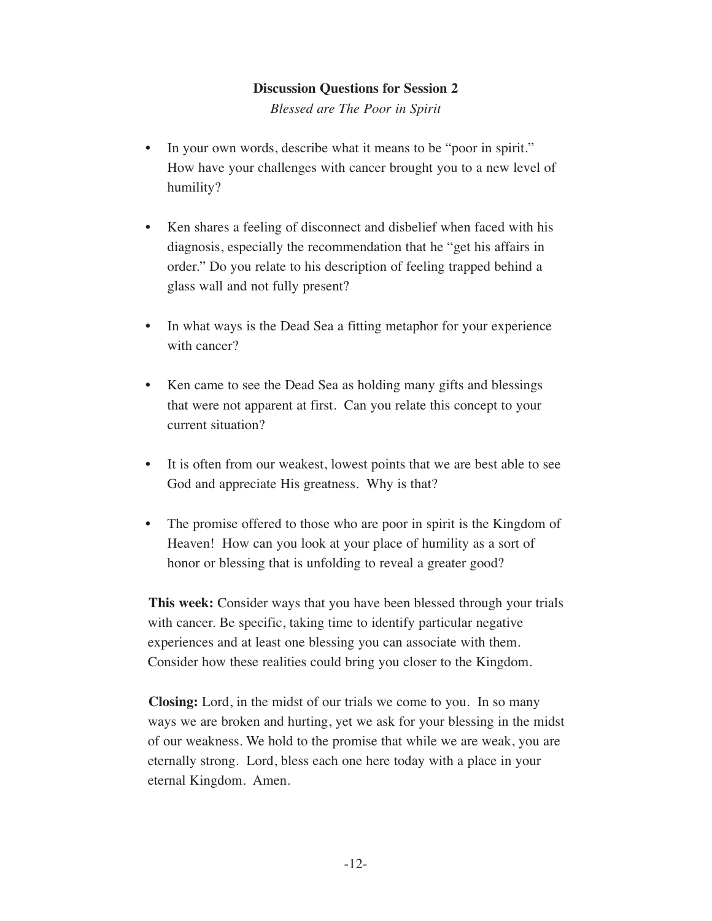### Discussion Questions for Session 2

*Blessed are The Poor in Spirit*

- In your own words, describe what it means to be "poor in spirit." How have your challenges with cancer brought you to a new level of humility?
- Ken shares a feeling of disconnect and disbelief when faced with his diagnosis, especially the recommendation that he "get his affairs in order." Do you relate to his description of feeling trapped behind a glass wall and not fully present?
- In what ways is the Dead Sea a fitting metaphor for your experience with cancer?
- Ken came to see the Dead Sea as holding many gifts and blessings that were not apparent at first. Can you relate this concept to your current situation?
- It is often from our weakest, lowest points that we are best able to see God and appreciate His greatness. Why is that?
- The promise offered to those who are poor in spirit is the Kingdom of Heaven! How can you look at your place of humility as a sort of honor or blessing that is unfolding to reveal a greater good?

**This week:** Consider ways that you have been blessed through your trials with cancer. Be specific, taking time to identify particular negative experiences and at least one blessing you can associate with them. Consider how these realities could bring you closer to the Kingdom.

**Closing:** Lord, in the midst of our trials we come to you. In so many ways we are broken and hurting, yet we ask for your blessing in the midst of our weakness. We hold to the promise that while we are weak, you are eternally strong. Lord, bless each one here today with a place in your eternal Kingdom. Amen.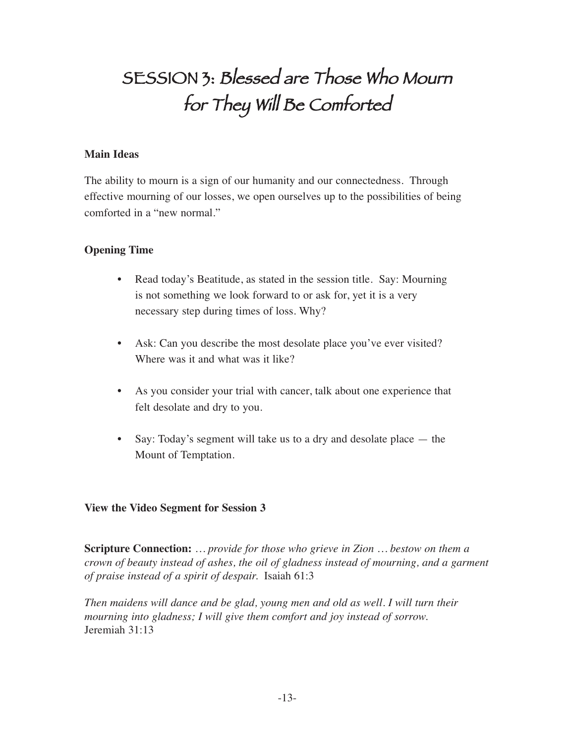# SESSION 3: Blessed are Those Who Mourn for They Will Be Comforted

**Main Ideas**

The ability to mourn is a sign of our humanity and our connectedness. Through effective mourning of our losses, we open ourselves up to the possibilities of being comforted in a "new normal."

**Opening Time**

- Read today's Beatitude, as stated in the session title. Say: Mourning is not something we look forward to or ask for, yet it is a very necessary step during times of loss. Why?
- Ask: Can you describe the most desolate place you've ever visited? Where was it and what was it like?
- As you consider your trial with cancer, talk about one experience that felt desolate and dry to you.
- Say: Today's segment will take us to a dry and desolate place — the Mount of Temptation.

**View the Video Segment for Session 3**

**Scripture Connection:** *… provide for those who grieve in Zion … bestow on them a crown of beauty instead of ashes, the oil of gladness instead of mourning, and a garment of praise instead of a spirit of despair.* Isaiah 61:3

*Then maidens will dance and be glad, young men and old as well. I will turn their mourning into gladness; I will give them comfort and joy instead of sorrow.* Jeremiah 31:13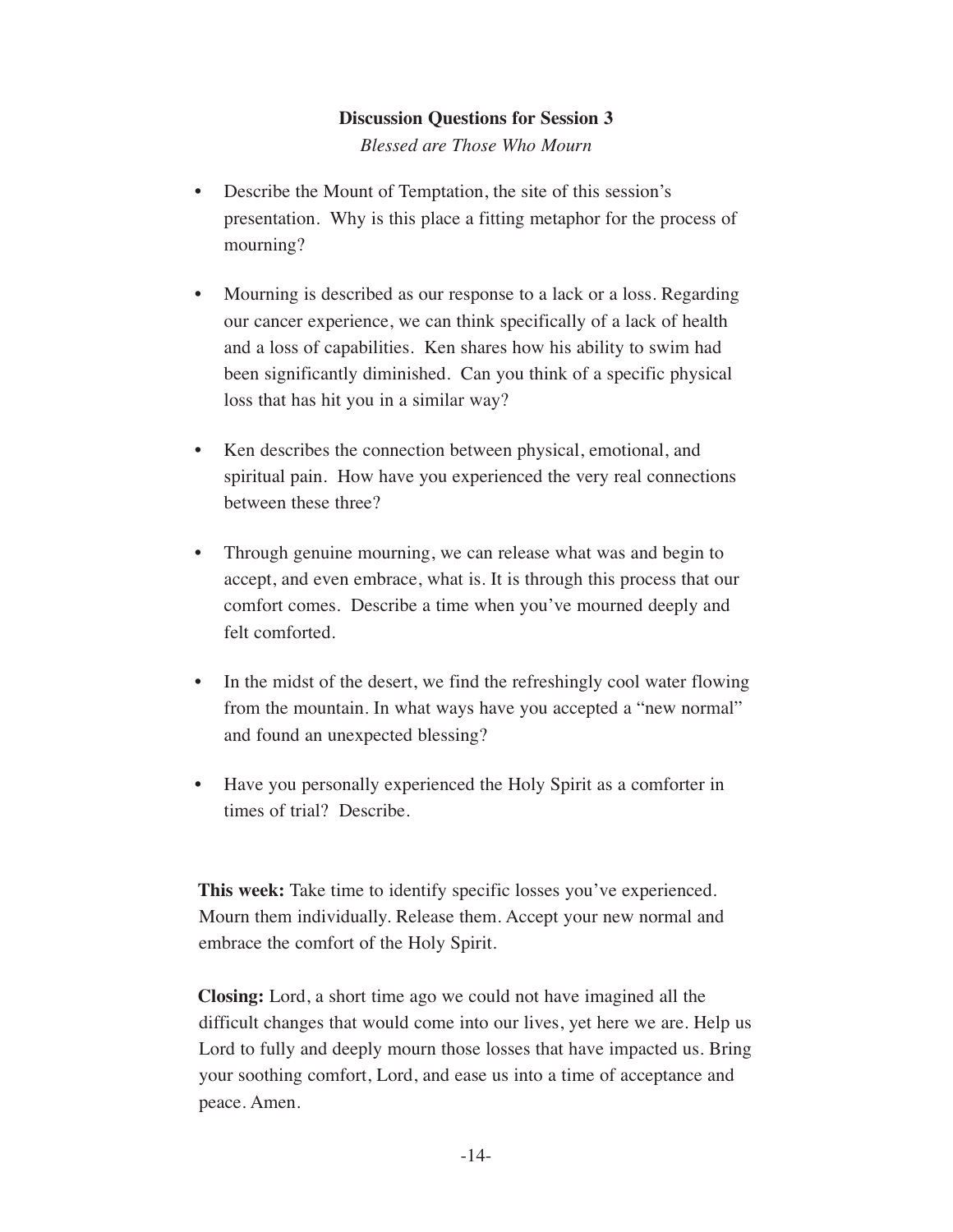## Discussion Questions for Session 3

*Blessed are Those Who Mourn*

- Describe the Mount of Temptation, the site of this session's presentation. Why is this place a fitting metaphor for the process of mourning?
- Mourning is described as our response to a lack or a loss. Regarding our cancer experience, we can think specifically of a lack of health and a loss of capabilities. Ken shares how his ability to swim had been significantly diminished. Can you think of a specific physical loss that has hit you in a similar way?
- Ken describes the connection between physical, emotional, and spiritual pain. How have you experienced the very real connections between these three?
- Through genuine mourning, we can release what was and begin to accept, and even embrace, what is. It is through this process that our comfort comes. Describe a time when you've mourned deeply and felt comforted.
- In the midst of the desert, we find the refreshingly cool water flowing from the mountain. In what ways have you accepted a "new normal" and found an unexpected blessing?
- Have you personally experienced the Holy Spirit as a comforter in times of trial? Describe.

**This week:** Take time to identify specific losses you've experienced. Mourn them individually. Release them. Accept your new normal and embrace the comfort of the Holy Spirit.

**Closing:** Lord, a short time ago we could not have imagined all the difficult changes that would come into our lives, yet here we are. Help us Lord to fully and deeply mourn those losses that have impacted us. Bring your soothing comfort, Lord, and ease us into a time of acceptance and peace. Amen.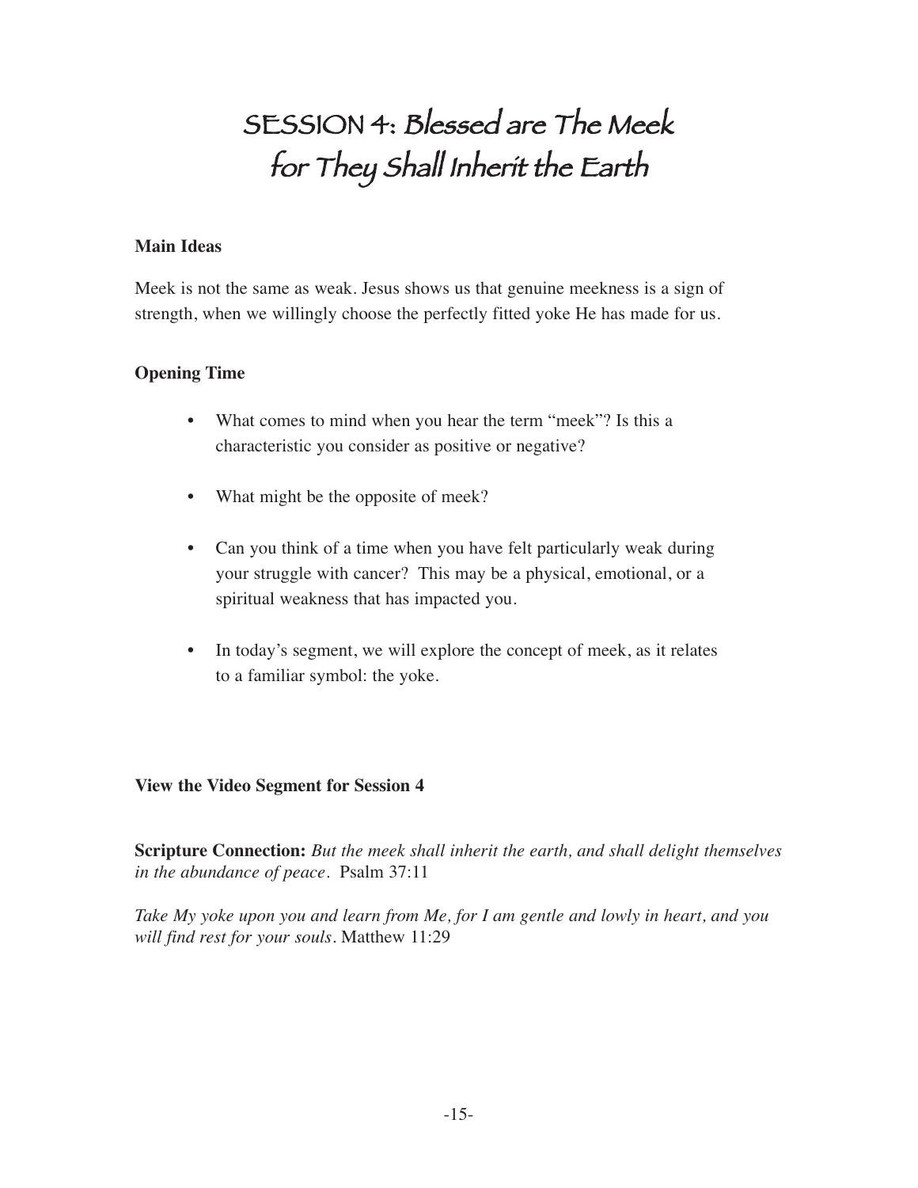# SESSION 4: Blessed are The Meek for They Shall Inherit the Earth

**Main Ideas**

Meek is not the same as weak. Jesus shows us that genuine meekness is a sign of strength, when we willingly choose the perfectly fitted yoke He has made for us.

**Opening Time**

- What comes to mind when you hear the term "meek"? Is this a characteristic you consider as positive or negative?
- What might be the opposite of meek?
- Can you think of a time when you have felt particularly weak during your struggle with cancer? This may be a physical, emotional, or a spiritual weakness that has impacted you.
- In today's segment, we will explore the concept of meek, as it relates to a familiar symbol: the yoke.

**View the Video Segment for Session 4**

**Scripture Connection:** *But the meek shall inherit the earth, and shall delight themselves in the abundance of peace.* Psalm 37:11

*Take My yoke upon you and learn from Me, for I am gentle and lowly in heart, and you will find rest for your souls.* Matthew 11:29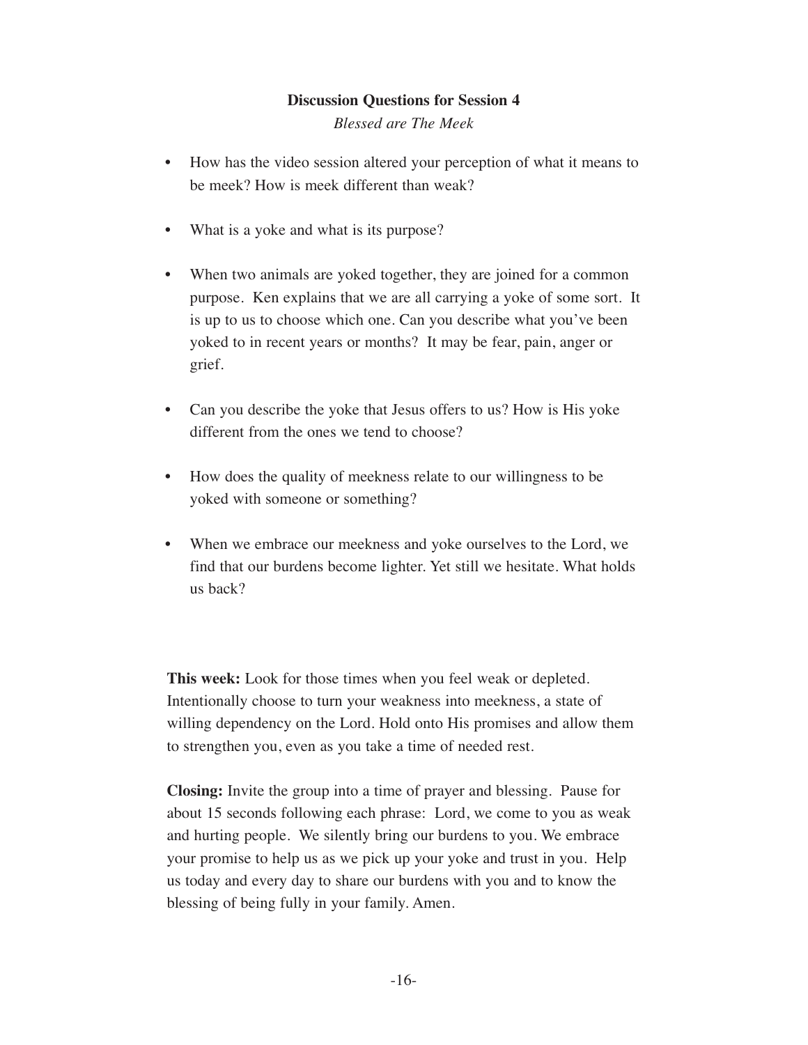## Discussion Questions for Session 4

*Blessed are The Meek*

- How has the video session altered your perception of what it means to be meek? How is meek different than weak?
- What is a yoke and what is its purpose?
- When two animals are yoked together, they are joined for a common purpose. Ken explains that we are all carrying a yoke of some sort. It is up to us to choose which one. Can you describe what you've been yoked to in recent years or months? It may be fear, pain, anger or grief.
- Can you describe the yoke that Jesus offers to us? How is His yoke different from the ones we tend to choose?
- How does the quality of meekness relate to our willingness to be yoked with someone or something?
- When we embrace our meekness and yoke ourselves to the Lord, we find that our burdens become lighter. Yet still we hesitate. What holds us back?

**This week:** Look for those times when you feel weak or depleted. Intentionally choose to turn your weakness into meekness, a state of willing dependency on the Lord. Hold onto His promises and allow them to strengthen you, even as you take a time of needed rest.

**Closing:** Invite the group into a time of prayer and blessing. Pause for about 15 seconds following each phrase: Lord, we come to you as weak and hurting people. We silently bring our burdens to you. We embrace your promise to help us as we pick up your yoke and trust in you. Help us today and every day to share our burdens with you and to know the blessing of being fully in your family. Amen.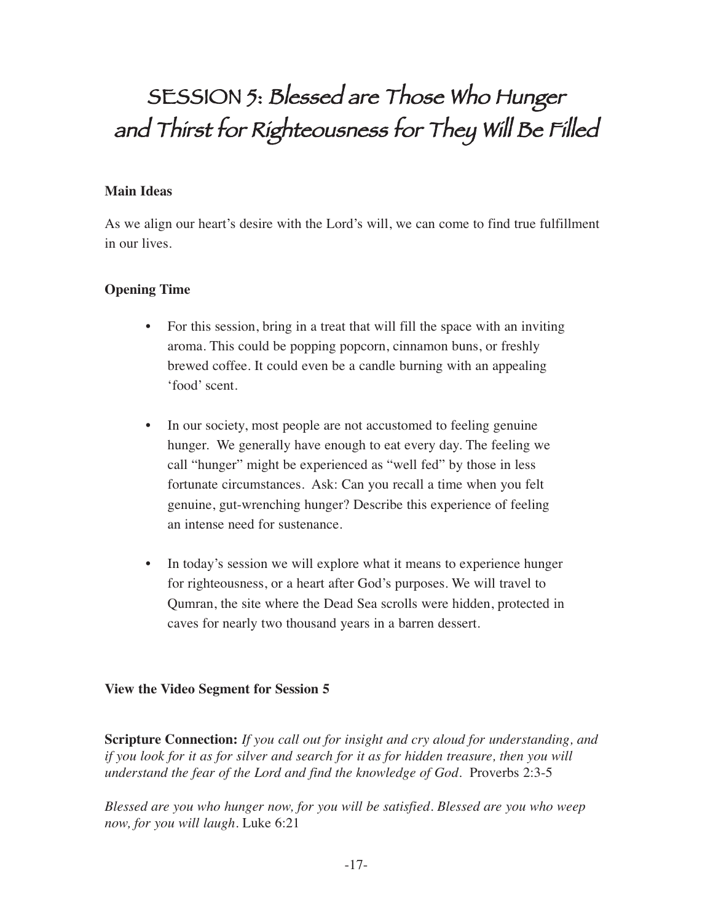# SESSION 5: Blessed are Those Who Hunger and Thirst for Righteousness for They Will Be Filled

**Main Ideas**

As we align our heart's desire with the Lord's will, we can come to find true fulfillment in our lives.

**Opening Time**

- For this session, bring in a treat that will fill the space with an inviting aroma. This could be popping popcorn, cinnamon buns, or freshly brewed coffee. It could even be a candle burning with an appealing 'food' scent.

- In our society, most people are not accustomed to feeling genuine hunger. We generally have enough to eat every day. The feeling we call "hunger" might be experienced as "well fed" by those in less fortunate circumstances. Ask: Can you recall a time when you felt genuine, gut-wrenching hunger? Describe this experience of feeling an intense need for sustenance.

- In today's session we will explore what it means to experience hunger for righteousness, or a heart after God's purposes. We will travel to Qumran, the site where the Dead Sea scrolls were hidden, protected in caves for nearly two thousand years in a barren dessert.

**View the Video Segment for Session 5**

**Scripture Connection:** *If you call out for insight and cry aloud for understanding, and if you look for it as for silver and search for it as for hidden treasure, then you will understand the fear of the Lord and find the knowledge of God.* Proverbs 2:3-5

*Blessed are you who hunger now, for you will be satisfied. Blessed are you who weep now, for you will laugh.* Luke 6:21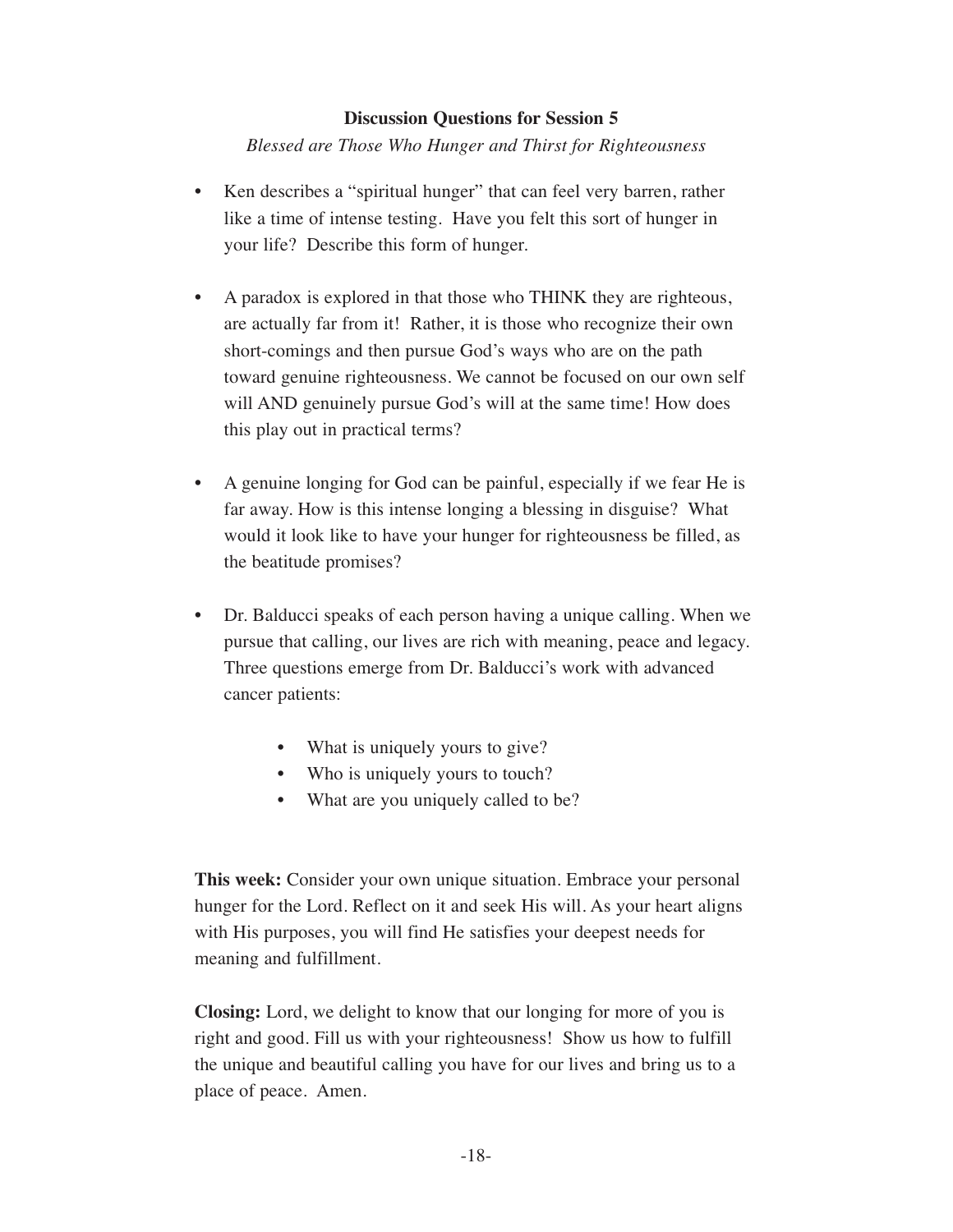## Discussion Questions for Session 5

*Blessed are Those Who Hunger and Thirst for Righteousness*

- Ken describes a "spiritual hunger" that can feel very barren, rather like a time of intense testing. Have you felt this sort of hunger in your life? Describe this form of hunger.

- A paradox is explored in that those who THINK they are righteous, are actually far from it! Rather, it is those who recognize their own short-comings and then pursue God's ways who are on the path toward genuine righteousness. We cannot be focused on our own self will AND genuinely pursue God's will at the same time! How does this play out in practical terms?

- A genuine longing for God can be painful, especially if we fear He is far away. How is this intense longing a blessing in disguise? What would it look like to have your hunger for righteousness be filled, as the beatitude promises?

- Dr. Balducci speaks of each person having a unique calling. When we pursue that calling, our lives are rich with meaning, peace and legacy. Three questions emerge from Dr. Balducci's work with advanced cancer patients:

    - What is uniquely yours to give?
    - Who is uniquely yours to touch?
    - What are you uniquely called to be?

**This week:** Consider your own unique situation. Embrace your personal hunger for the Lord. Reflect on it and seek His will. As your heart aligns with His purposes, you will find He satisfies your deepest needs for meaning and fulfillment.

**Closing:** Lord, we delight to know that our longing for more of you is right and good. Fill us with your righteousness! Show us how to fulfill the unique and beautiful calling you have for our lives and bring us to a place of peace. Amen.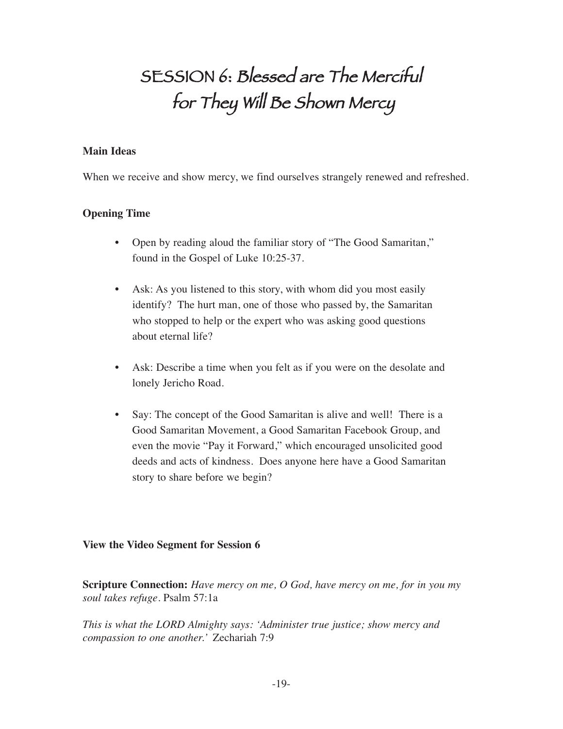# SESSION 6: Blessed are The Merciful for They Will Be Shown Mercy

**Main Ideas**

When we receive and show mercy, we find ourselves strangely renewed and refreshed.

**Opening Time**

- Open by reading aloud the familiar story of "The Good Samaritan," found in the Gospel of Luke 10:25-37.
- Ask: As you listened to this story, with whom did you most easily identify? The hurt man, one of those who passed by, the Samaritan who stopped to help or the expert who was asking good questions about eternal life?
- Ask: Describe a time when you felt as if you were on the desolate and lonely Jericho Road.
- Say: The concept of the Good Samaritan is alive and well! There is a Good Samaritan Movement, a Good Samaritan Facebook Group, and even the movie "Pay it Forward," which encouraged unsolicited good deeds and acts of kindness. Does anyone here have a Good Samaritan story to share before we begin?

**View the Video Segment for Session 6**

**Scripture Connection:** *Have mercy on me, O God, have mercy on me, for in you my soul takes refuge.* Psalm 57:1a

*This is what the LORD Almighty says: 'Administer true justice; show mercy and compassion to one another.'* Zechariah 7:9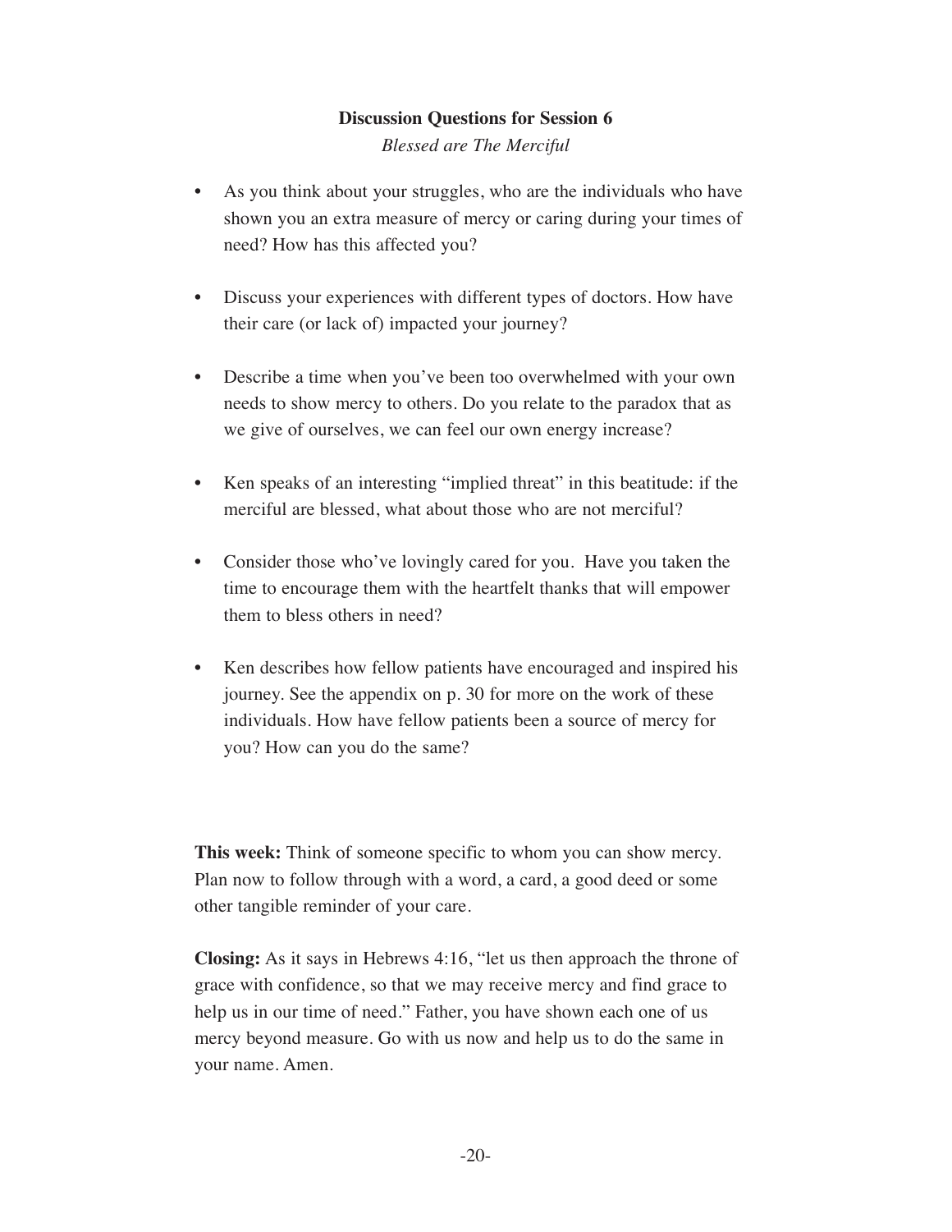## Discussion Questions for Session 6

*Blessed are The Merciful*

- As you think about your struggles, who are the individuals who have shown you an extra measure of mercy or caring during your times of need? How has this affected you?
- Discuss your experiences with different types of doctors. How have their care (or lack of) impacted your journey?
- Describe a time when you've been too overwhelmed with your own needs to show mercy to others. Do you relate to the paradox that as we give of ourselves, we can feel our own energy increase?
- Ken speaks of an interesting "implied threat" in this beatitude: if the merciful are blessed, what about those who are not merciful?
- Consider those who've lovingly cared for you. Have you taken the time to encourage them with the heartfelt thanks that will empower them to bless others in need?
- Ken describes how fellow patients have encouraged and inspired his journey. See the appendix on p. 30 for more on the work of these individuals. How have fellow patients been a source of mercy for you? How can you do the same?

**This week:** Think of someone specific to whom you can show mercy. Plan now to follow through with a word, a card, a good deed or some other tangible reminder of your care.

**Closing:** As it says in Hebrews 4:16, "let us then approach the throne of grace with confidence, so that we may receive mercy and find grace to help us in our time of need." Father, you have shown each one of us mercy beyond measure. Go with us now and help us to do the same in your name. Amen.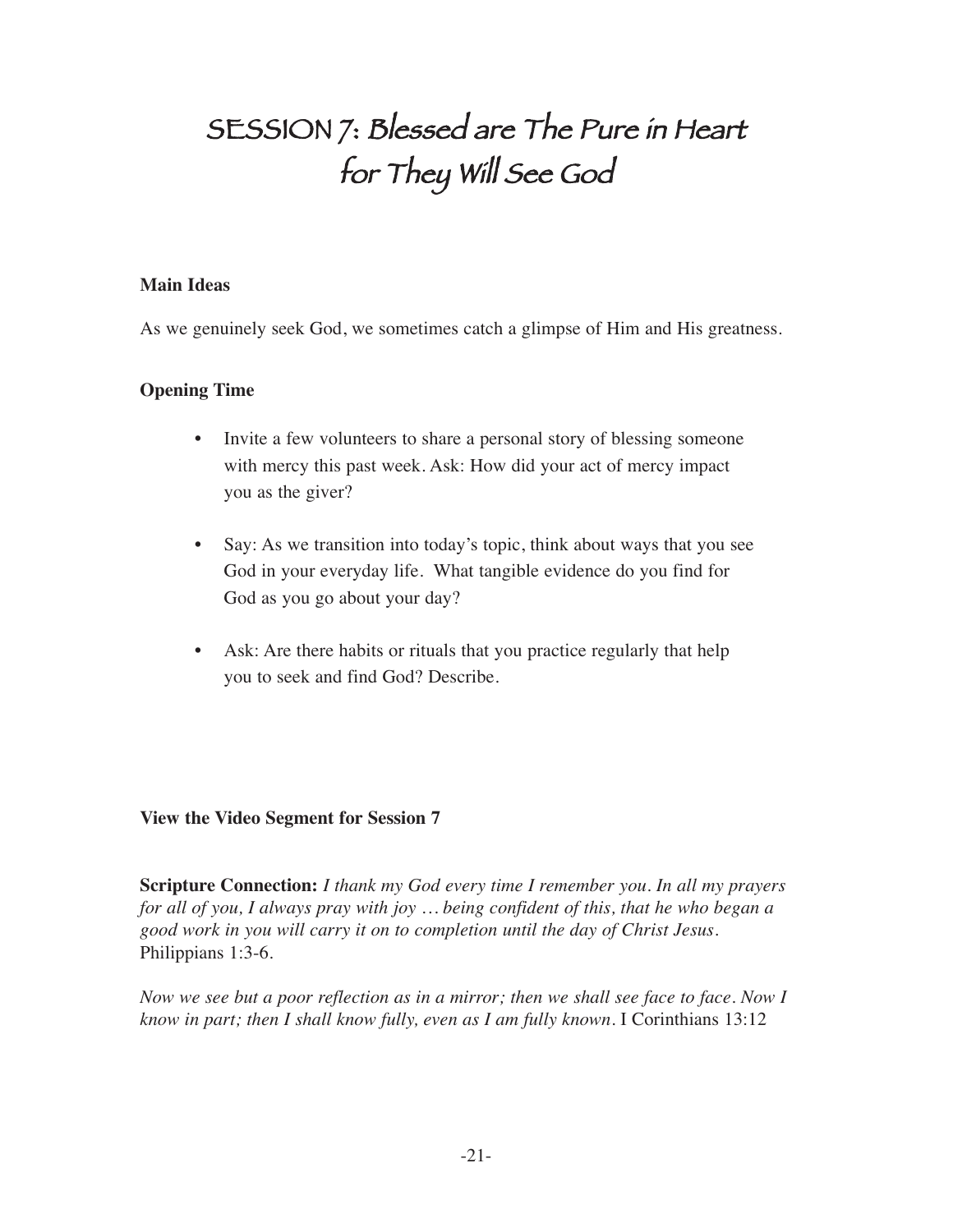# SESSION 7: Blessed are The Pure in Heart for They Will See God

**Main Ideas**

As we genuinely seek God, we sometimes catch a glimpse of Him and His greatness.

**Opening Time**

- Invite a few volunteers to share a personal story of blessing someone with mercy this past week. Ask: How did your act of mercy impact you as the giver?
- Say: As we transition into today's topic, think about ways that you see God in your everyday life. What tangible evidence do you find for God as you go about your day?
- Ask: Are there habits or rituals that you practice regularly that help you to seek and find God? Describe.

**View the Video Segment for Session 7**

**Scripture Connection:** *I thank my God every time I remember you. In all my prayers for all of you, I always pray with joy … being confident of this, that he who began a good work in you will carry it on to completion until the day of Christ Jesus.* Philippians 1:3-6.

*Now we see but a poor reflection as in a mirror; then we shall see face to face. Now I know in part; then I shall know fully, even as I am fully known.* I Corinthians 13:12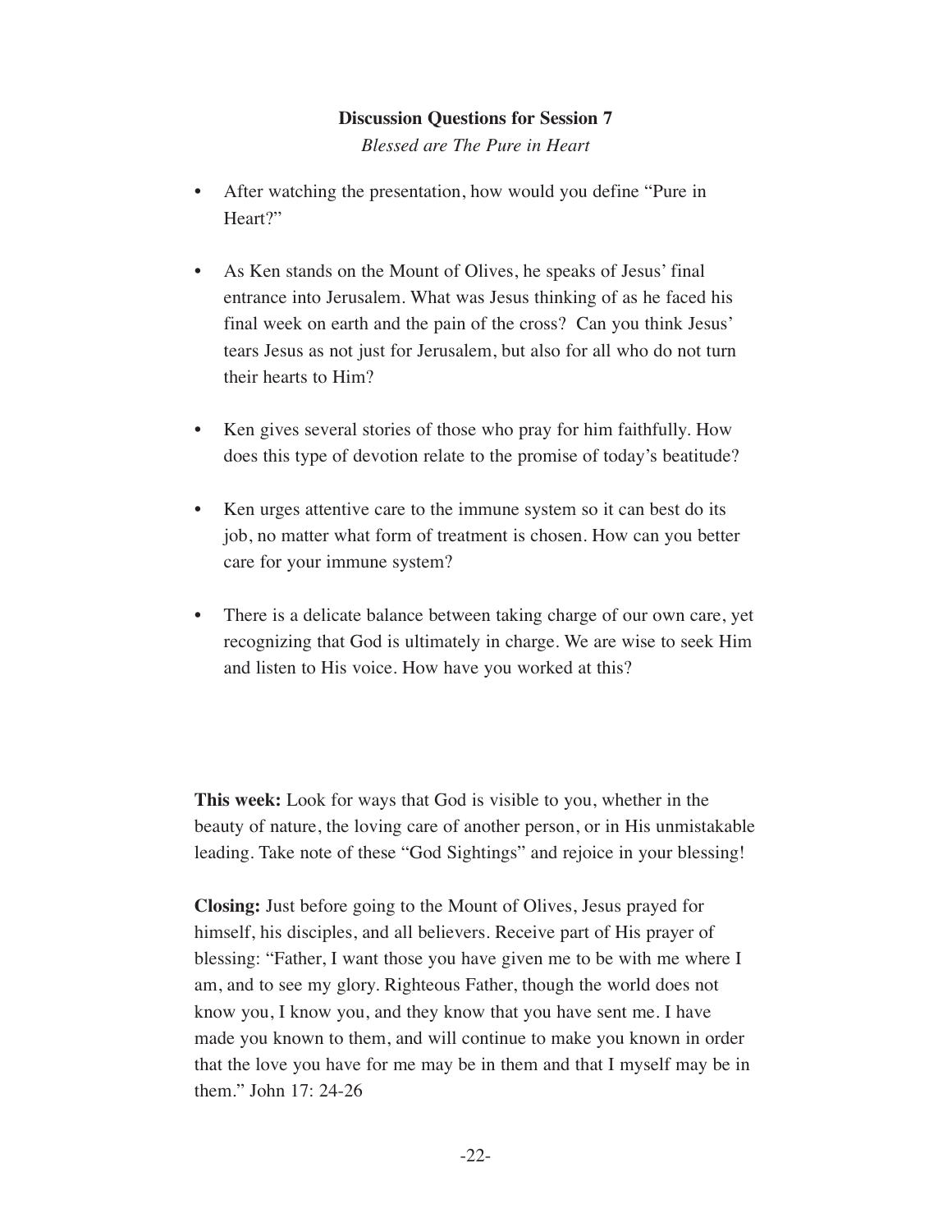**Discussion Questions for Session 7**

*Blessed are The Pure in Heart*

- After watching the presentation, how would you define "Pure in Heart?"
- As Ken stands on the Mount of Olives, he speaks of Jesus' final entrance into Jerusalem. What was Jesus thinking of as he faced his final week on earth and the pain of the cross? Can you think Jesus' tears Jesus as not just for Jerusalem, but also for all who do not turn their hearts to Him?
- Ken gives several stories of those who pray for him faithfully. How does this type of devotion relate to the promise of today's beatitude?
- Ken urges attentive care to the immune system so it can best do its job, no matter what form of treatment is chosen. How can you better care for your immune system?
- There is a delicate balance between taking charge of our own care, yet recognizing that God is ultimately in charge. We are wise to seek Him and listen to His voice. How have you worked at this?

**This week:** Look for ways that God is visible to you, whether in the beauty of nature, the loving care of another person, or in His unmistakable leading. Take note of these "God Sightings" and rejoice in your blessing!

**Closing:** Just before going to the Mount of Olives, Jesus prayed for himself, his disciples, and all believers. Receive part of His prayer of blessing: "Father, I want those you have given me to be with me where I am, and to see my glory. Righteous Father, though the world does not know you, I know you, and they know that you have sent me. I have made you known to them, and will continue to make you known in order that the love you have for me may be in them and that I myself may be in them." John 17: 24-26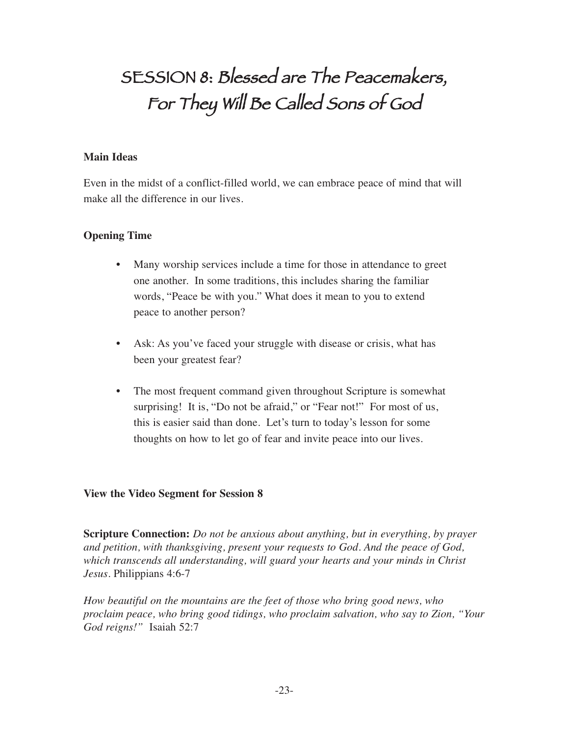# SESSION 8: Blessed are The Peacemakers, For They Will Be Called Sons of God

**Main Ideas**

Even in the midst of a conflict-filled world, we can embrace peace of mind that will make all the difference in our lives.

**Opening Time**

- Many worship services include a time for those in attendance to greet one another. In some traditions, this includes sharing the familiar words, "Peace be with you." What does it mean to you to extend peace to another person?

- Ask: As you've faced your struggle with disease or crisis, what has been your greatest fear?

- The most frequent command given throughout Scripture is somewhat surprising! It is, "Do not be afraid," or "Fear not!" For most of us, this is easier said than done. Let's turn to today's lesson for some thoughts on how to let go of fear and invite peace into our lives.

**View the Video Segment for Session 8**

**Scripture Connection:** *Do not be anxious about anything, but in everything, by prayer and petition, with thanksgiving, present your requests to God. And the peace of God, which transcends all understanding, will guard your hearts and your minds in Christ Jesus.* Philippians 4:6-7

*How beautiful on the mountains are the feet of those who bring good news, who proclaim peace, who bring good tidings, who proclaim salvation, who say to Zion, "Your God reigns!"* Isaiah 52:7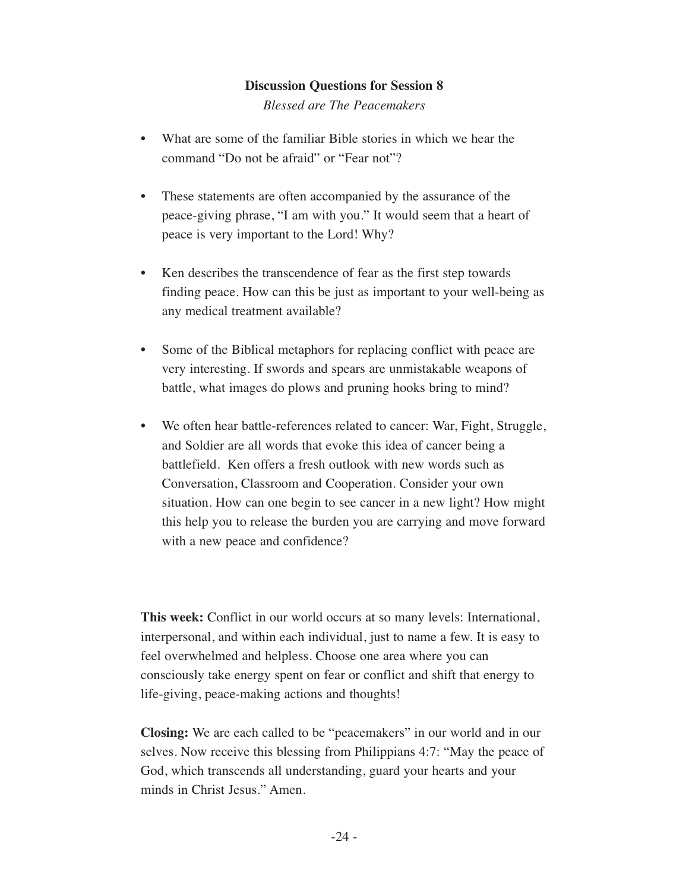## Discussion Questions for Session 8

*Blessed are The Peacemakers*

- What are some of the familiar Bible stories in which we hear the command "Do not be afraid" or "Fear not"?
- These statements are often accompanied by the assurance of the peace-giving phrase, "I am with you." It would seem that a heart of peace is very important to the Lord! Why?
- Ken describes the transcendence of fear as the first step towards finding peace. How can this be just as important to your well-being as any medical treatment available?
- Some of the Biblical metaphors for replacing conflict with peace are very interesting. If swords and spears are unmistakable weapons of battle, what images do plows and pruning hooks bring to mind?
- We often hear battle-references related to cancer: War, Fight, Struggle, and Soldier are all words that evoke this idea of cancer being a battlefield. Ken offers a fresh outlook with new words such as Conversation, Classroom and Cooperation. Consider your own situation. How can one begin to see cancer in a new light? How might this help you to release the burden you are carrying and move forward with a new peace and confidence?

**This week:** Conflict in our world occurs at so many levels: International, interpersonal, and within each individual, just to name a few. It is easy to feel overwhelmed and helpless. Choose one area where you can consciously take energy spent on fear or conflict and shift that energy to life-giving, peace-making actions and thoughts!

**Closing:** We are each called to be "peacemakers" in our world and in our selves. Now receive this blessing from Philippians 4:7: "May the peace of God, which transcends all understanding, guard your hearts and your minds in Christ Jesus." Amen.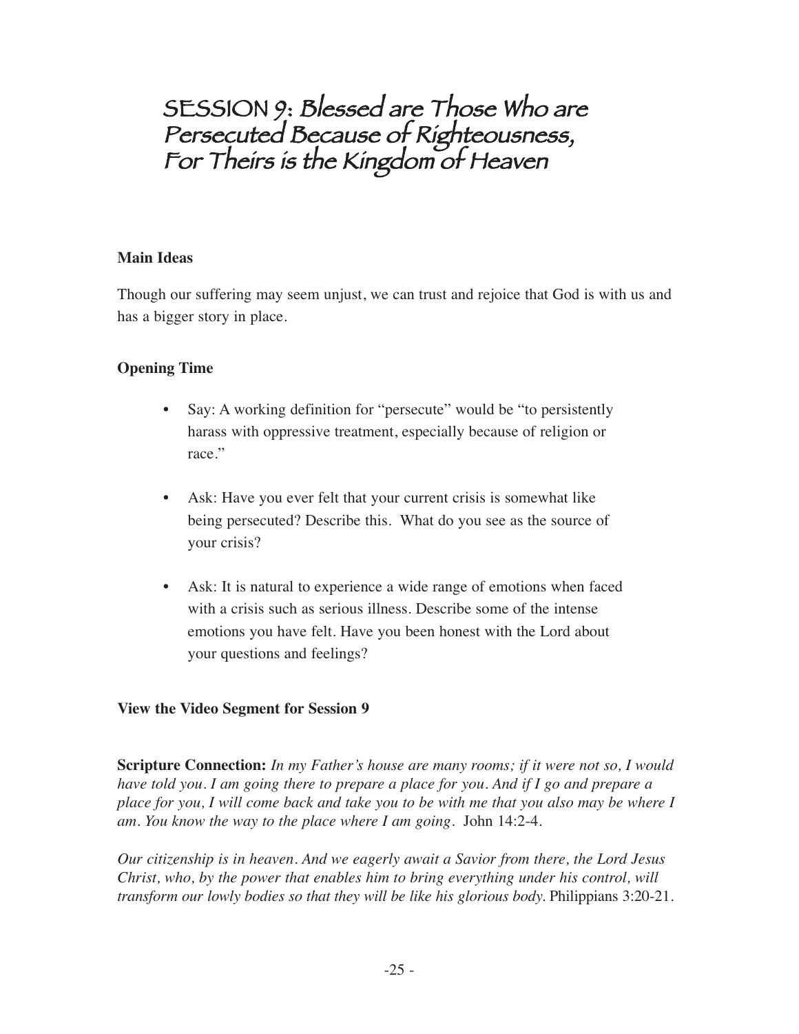# SESSION 9: Blessed are Those Who are Persecuted Because of Righteousness, For Theirs is the Kingdom of Heaven

**Main Ideas**

Though our suffering may seem unjust, we can trust and rejoice that God is with us and has a bigger story in place.

**Opening Time**

- Say: A working definition for "persecute" would be "to persistently harass with oppressive treatment, especially because of religion or race."
- Ask: Have you ever felt that your current crisis is somewhat like being persecuted? Describe this. What do you see as the source of your crisis?
- Ask: It is natural to experience a wide range of emotions when faced with a crisis such as serious illness. Describe some of the intense emotions you have felt. Have you been honest with the Lord about your questions and feelings?

**View the Video Segment for Session 9**

**Scripture Connection:** *In my Father's house are many rooms; if it were not so, I would have told you. I am going there to prepare a place for you. And if I go and prepare a place for you, I will come back and take you to be with me that you also may be where I am. You know the way to the place where I am going.* John 14:2-4.

*Our citizenship is in heaven. And we eagerly await a Savior from there, the Lord Jesus Christ, who, by the power that enables him to bring everything under his control, will transform our lowly bodies so that they will be like his glorious body.* Philippians 3:20-21.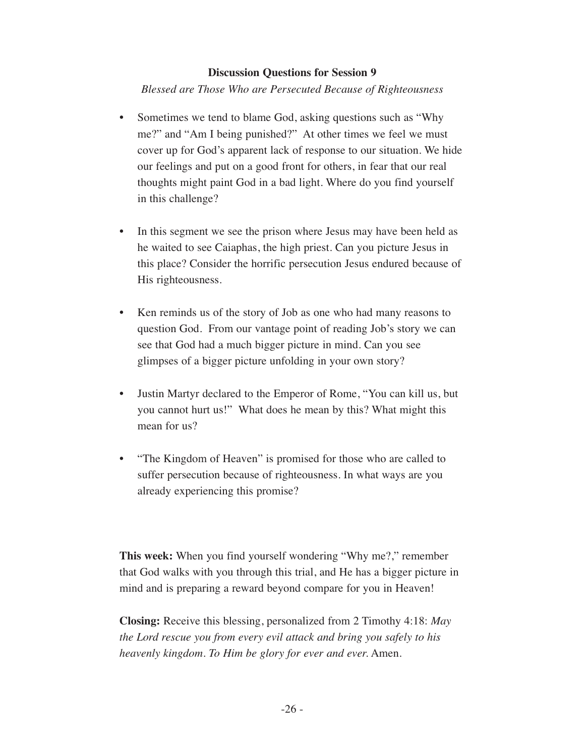## Discussion Questions for Session 9

*Blessed are Those Who are Persecuted Because of Righteousness*

- Sometimes we tend to blame God, asking questions such as "Why me?" and "Am I being punished?" At other times we feel we must cover up for God's apparent lack of response to our situation. We hide our feelings and put on a good front for others, in fear that our real thoughts might paint God in a bad light. Where do you find yourself in this challenge?

- In this segment we see the prison where Jesus may have been held as he waited to see Caiaphas, the high priest. Can you picture Jesus in this place? Consider the horrific persecution Jesus endured because of His righteousness.

- Ken reminds us of the story of Job as one who had many reasons to question God. From our vantage point of reading Job's story we can see that God had a much bigger picture in mind. Can you see glimpses of a bigger picture unfolding in your own story?

- Justin Martyr declared to the Emperor of Rome, "You can kill us, but you cannot hurt us!" What does he mean by this? What might this mean for us?

- "The Kingdom of Heaven" is promised for those who are called to suffer persecution because of righteousness. In what ways are you already experiencing this promise?

**This week:** When you find yourself wondering "Why me?," remember that God walks with you through this trial, and He has a bigger picture in mind and is preparing a reward beyond compare for you in Heaven!

**Closing:** Receive this blessing, personalized from 2 Timothy 4:18: *May the Lord rescue you from every evil attack and bring you safely to his heavenly kingdom. To Him be glory for ever and ever.* Amen.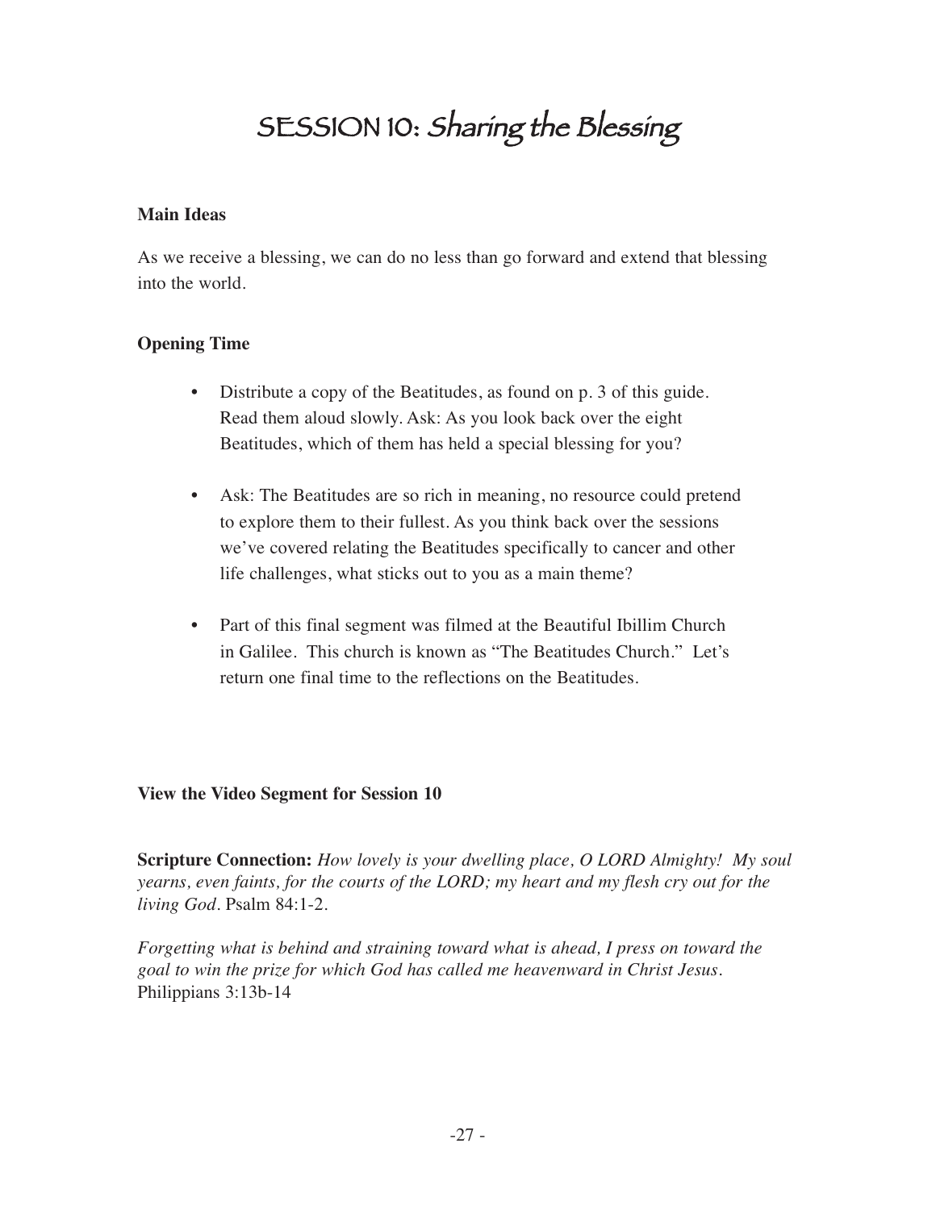# SESSION 10: *Sharing the Blessing*

**Main Ideas**

As we receive a blessing, we can do no less than go forward and extend that blessing into the world.

**Opening Time**

- Distribute a copy of the Beatitudes, as found on p. 3 of this guide. Read them aloud slowly. Ask: As you look back over the eight Beatitudes, which of them has held a special blessing for you?

- Ask: The Beatitudes are so rich in meaning, no resource could pretend to explore them to their fullest. As you think back over the sessions we've covered relating the Beatitudes specifically to cancer and other life challenges, what sticks out to you as a main theme?

- Part of this final segment was filmed at the Beautiful Ibillim Church in Galilee. This church is known as "The Beatitudes Church." Let's return one final time to the reflections on the Beatitudes.

**View the Video Segment for Session 10**

**Scripture Connection:** *How lovely is your dwelling place, O LORD Almighty! My soul yearns, even faints, for the courts of the LORD; my heart and my flesh cry out for the living God.* Psalm 84:1-2.

*Forgetting what is behind and straining toward what is ahead, I press on toward the goal to win the prize for which God has called me heavenward in Christ Jesus.* Philippians 3:13b-14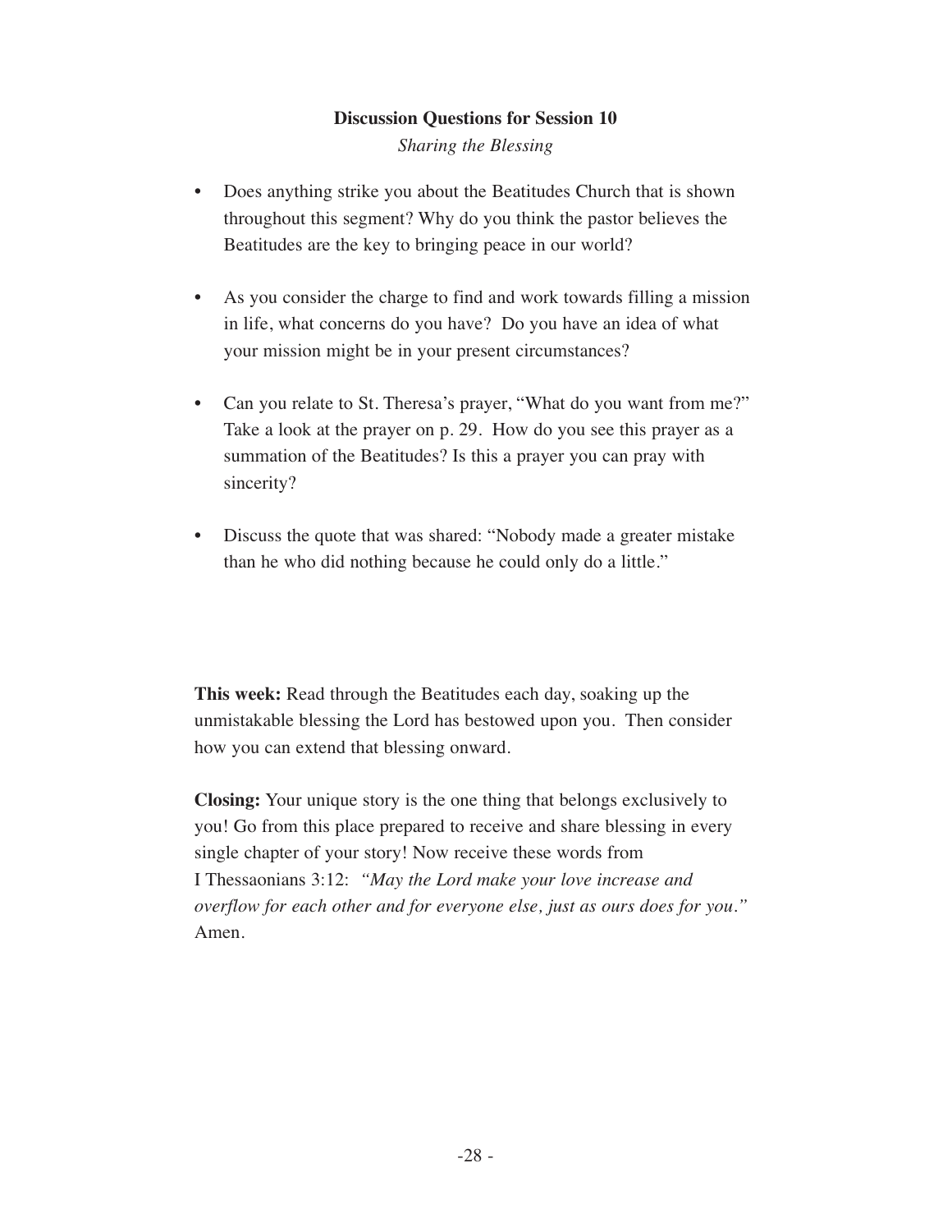## Discussion Questions for Session 10

*Sharing the Blessing*

- Does anything strike you about the Beatitudes Church that is shown throughout this segment? Why do you think the pastor believes the Beatitudes are the key to bringing peace in our world?
- As you consider the charge to find and work towards filling a mission in life, what concerns do you have? Do you have an idea of what your mission might be in your present circumstances?
- Can you relate to St. Theresa's prayer, "What do you want from me?" Take a look at the prayer on p. 29. How do you see this prayer as a summation of the Beatitudes? Is this a prayer you can pray with sincerity?
- Discuss the quote that was shared: "Nobody made a greater mistake than he who did nothing because he could only do a little."

**This week:** Read through the Beatitudes each day, soaking up the unmistakable blessing the Lord has bestowed upon you. Then consider how you can extend that blessing onward.

**Closing:** Your unique story is the one thing that belongs exclusively to you! Go from this place prepared to receive and share blessing in every single chapter of your story! Now receive these words from I Thessaonians 3:12: *"May the Lord make your love increase and overflow for each other and for everyone else, just as ours does for you."* Amen.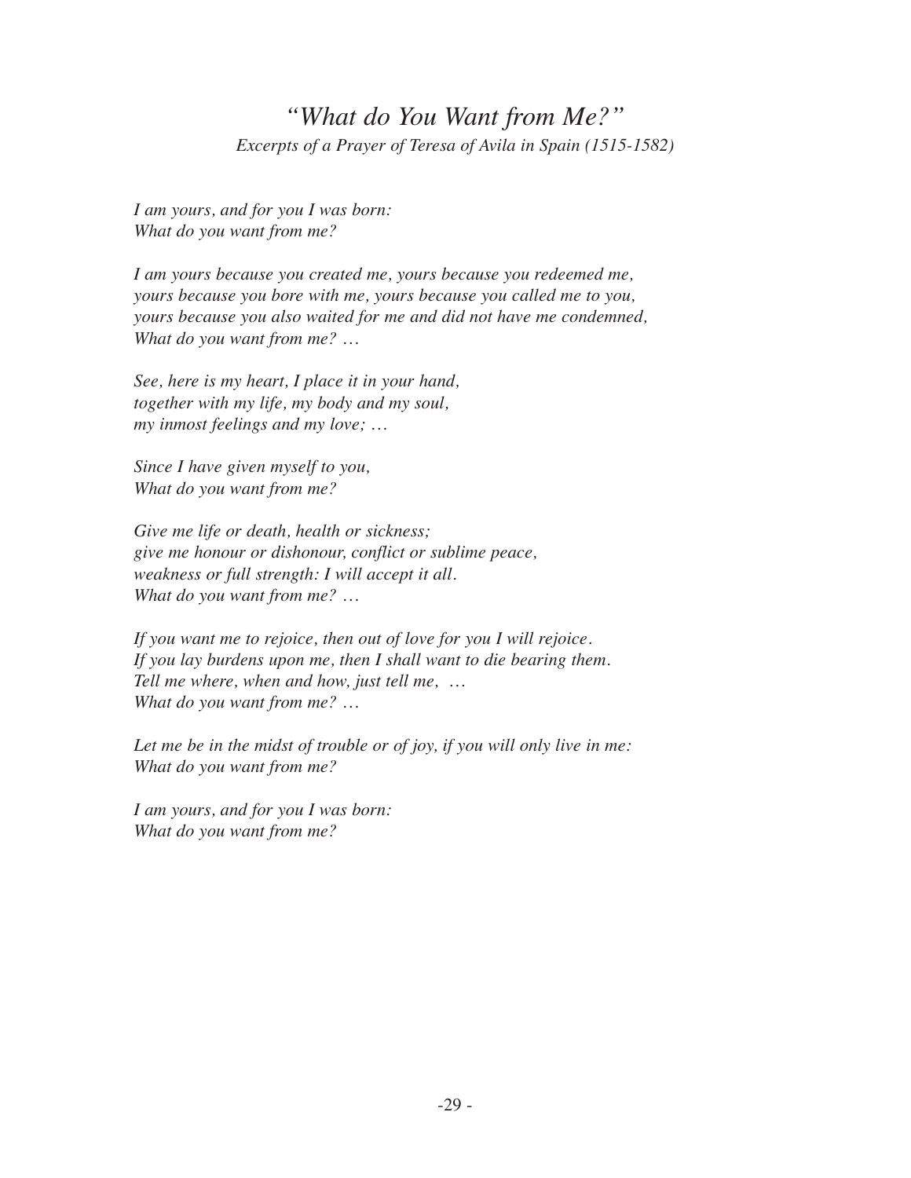# *"What do You Want from Me?"*

*Excerpts of a Prayer of Teresa of Avila in Spain (1515-1582)*

*I am yours, and for you I was born:*
*What do you want from me?*

*I am yours because you created me, yours because you redeemed me,*
*yours because you bore with me, yours because you called me to you,*
*yours because you also waited for me and did not have me condemned,*
*What do you want from me? …*

*See, here is my heart, I place it in your hand,*
*together with my life, my body and my soul,*
*my inmost feelings and my love; …*

*Since I have given myself to you,*
*What do you want from me?*

*Give me life or death, health or sickness;*
*give me honour or dishonour, conflict or sublime peace,*
*weakness or full strength: I will accept it all.*
*What do you want from me? …*

*If you want me to rejoice, then out of love for you I will rejoice.*
*If you lay burdens upon me, then I shall want to die bearing them.*
*Tell me where, when and how, just tell me, …*
*What do you want from me? …*

*Let me be in the midst of trouble or of joy, if you will only live in me:*
*What do you want from me?*

*I am yours, and for you I was born:*
*What do you want from me?*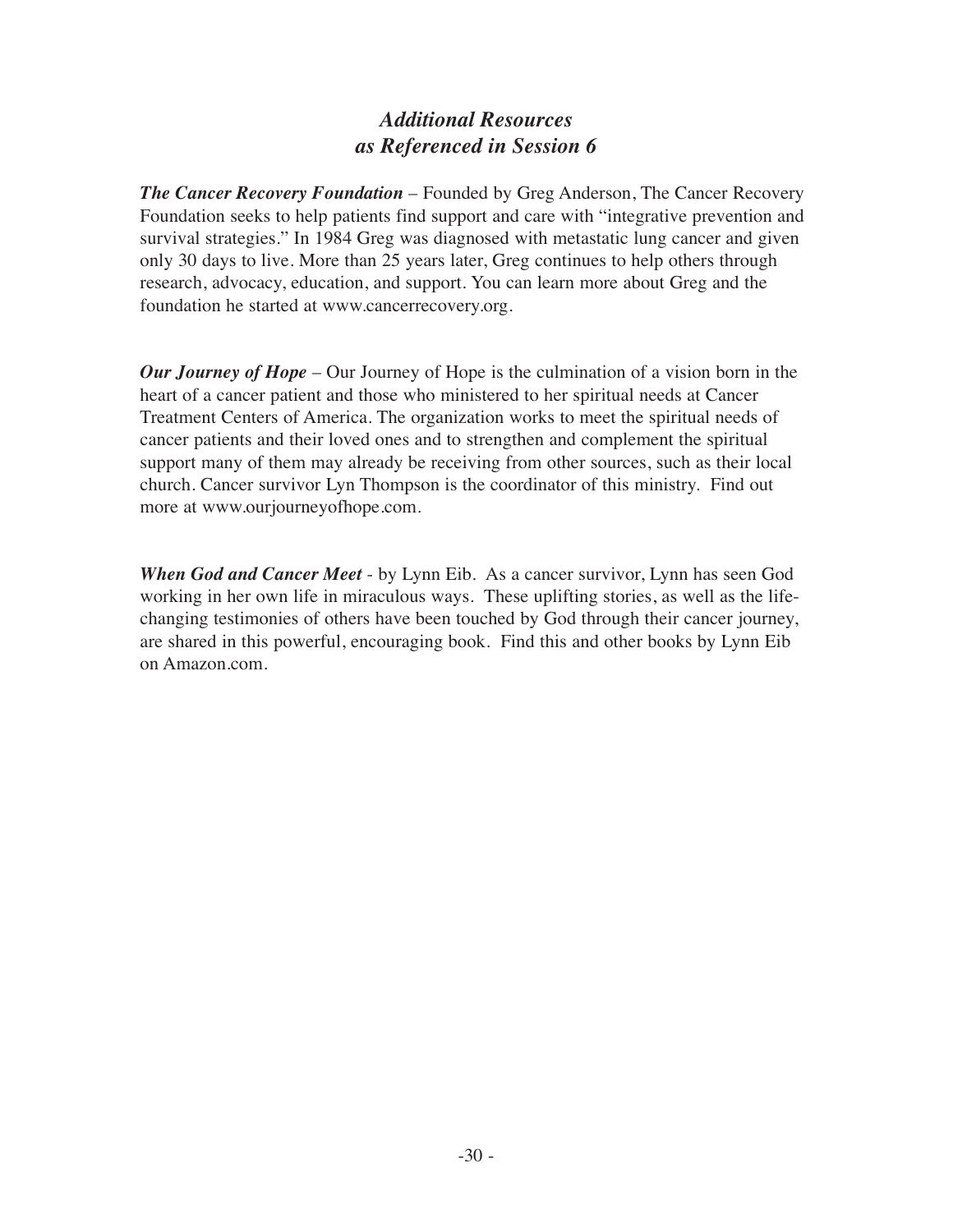## *Additional Resources as Referenced in Session 6*

***The Cancer Recovery Foundation*** – Founded by Greg Anderson, The Cancer Recovery Foundation seeks to help patients find support and care with "integrative prevention and survival strategies." In 1984 Greg was diagnosed with metastatic lung cancer and given only 30 days to live. More than 25 years later, Greg continues to help others through research, advocacy, education, and support. You can learn more about Greg and the foundation he started at www.cancerrecovery.org.

***Our Journey of Hope*** – Our Journey of Hope is the culmination of a vision born in the heart of a cancer patient and those who ministered to her spiritual needs at Cancer Treatment Centers of America. The organization works to meet the spiritual needs of cancer patients and their loved ones and to strengthen and complement the spiritual support many of them may already be receiving from other sources, such as their local church. Cancer survivor Lyn Thompson is the coordinator of this ministry. Find out more at www.ourjourneyofhope.com.

***When God and Cancer Meet*** - by Lynn Eib. As a cancer survivor, Lynn has seen God working in her own life in miraculous ways. These uplifting stories, as well as the life-changing testimonies of others have been touched by God through their cancer journey, are shared in this powerful, encouraging book. Find this and other books by Lynn Eib on Amazon.com.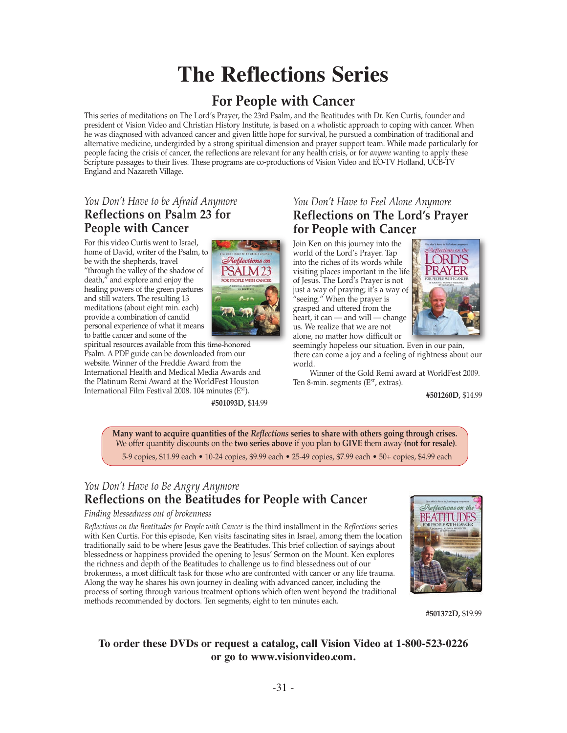# The Reflections Series

## For People with Cancer

This series of meditations on The Lord's Prayer, the 23rd Psalm, and the Beatitudes with Dr. Ken Curtis, founder and president of Vision Video and Christian History Institute, is based on a wholistic approach to coping with cancer. When he was diagnosed with advanced cancer and given little hope for survival, he pursued a combination of traditional and alternative medicine, undergirded by a strong spiritual dimension and prayer support team. While made particularly for people facing the crisis of cancer, the reflections are relevant for any health crisis, or for *anyone* wanting to apply these Scripture passages to their lives. These programs are co-productions of Vision Video and EO-TV Holland, UCB-TV England and Nazareth Village.

*You Don't Have to be Afraid Anymore*

### Reflections on Psalm 23 for People with Cancer

For this video Curtis went to Israel, home of David, writer of the Psalm, to be with the shepherds, travel "through the valley of the shadow of death," and explore and enjoy the healing powers of the green pastures and still waters. The resulting 13 meditations (about eight min. each) provide a combination of candid personal experience of what it means to battle cancer and some of the spiritual resources available from this time-honored Psalm. A PDF guide can be downloaded from our website. Winner of the Freddie Award from the International Health and Medical Media Awards and the Platinum Remi Award at the WorldFest Houston International Film Festival 2008. 104 minutes (E[ST]).

**#501093D,** $14.99

*You Don't Have to Feel Alone Anymore*

### Reflections on The Lord's Prayer for People with Cancer

Join Ken on this journey into the world of the Lord's Prayer. Tap into the riches of its words while visiting places important in the life of Jesus. The Lord's Prayer is not just a way of praying; it's a way of "seeing." When the prayer is grasped and uttered from the heart, it can — and will — change us. We realize that we are not alone, no matter how difficult or seemingly hopeless our situation. Even in our pain, there can come a joy and a feeling of rightness about our world.

Winner of the Gold Remi award at WorldFest 2009. Ten 8-min. segments (E[ST], extras).

**#501260D,** $14.99

**Many want to acquire quantities of the *Reflections* series to share with others going through crises.** We offer quantity discounts on the **two series above** if you plan to **GIVE** them away **(not for resale)**.

5-9 copies, $11.99 each • 10-24 copies, $9.99 each • 25-49 copies, $7.99 each • 50+ copies, $4.99 each

*You Don't Have to Be Angry Anymore*

### Reflections on the Beatitudes for People with Cancer

*Finding blessedness out of brokenness*

*Reflections on the Beatitudes for People with Cancer* is the third installment in the *Reflections* series with Ken Curtis. For this episode, Ken visits fascinating sites in Israel, among them the location traditionally said to be where Jesus gave the Beatitudes. This brief collection of sayings about blessedness or happiness provided the opening to Jesus' Sermon on the Mount. Ken explores the richness and depth of the Beatitudes to challenge us to find blessedness out of our brokenness, a most difficult task for those who are confronted with cancer or any life trauma. Along the way he shares his own journey in dealing with advanced cancer, including the process of sorting through various treatment options which often went beyond the traditional methods recommended by doctors. Ten segments, eight to ten minutes each.

**#501372D,** $19.99

**To order these DVDs or request a catalog, call Vision Video at 1-800-523-0226 or go to www.visionvideo.com.**